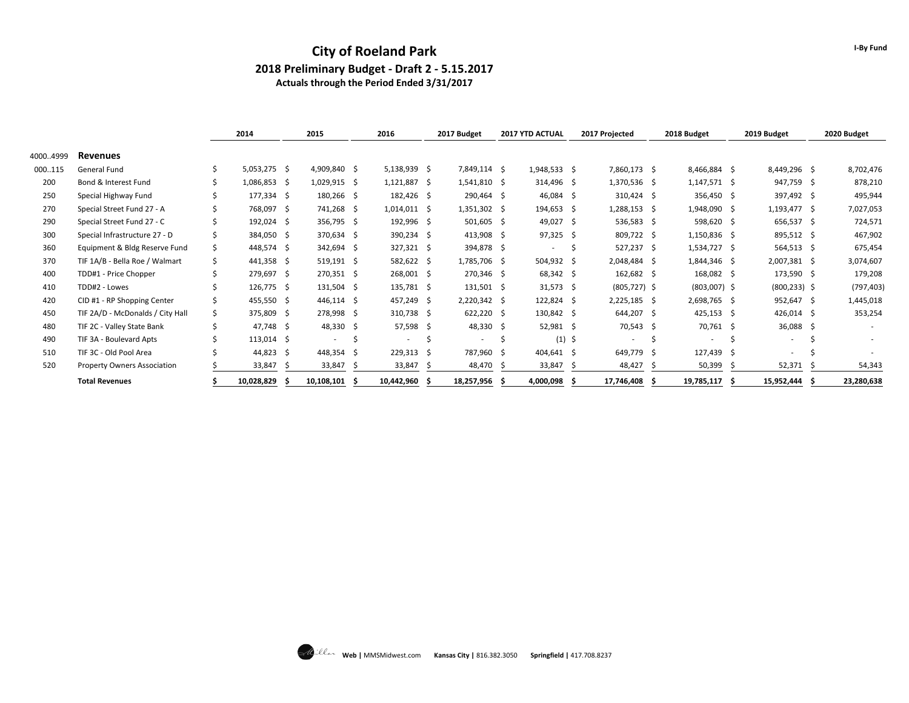# City of Roeland Park

## 2018 Preliminary Budget - Draft 2 - 5.15.2017

### Actuals through the Period Ended 3/31/2017

I-By Fund

| | | 2014 | 2015 | 2016 | 2017 Budget | 2017 YTD ACTUAL | 2017 Projected | 2018 Budget | 2019 Budget | 2020 Budget |
|---|---|---|---|---|---|---|---|---|---|---|
| 4000..4999 | **Revenues** | | | | | | | | | |
| 000..115 | General Fund | $ 5,053,275 | $ 4,909,840 | $ 5,138,939 | $ 7,849,114 | $ 1,948,533 | $ 7,860,173 | $ 8,466,884 | $ 8,449,296 | $ 8,702,476 |
| 200 | Bond & Interest Fund | $ 1,086,853 | $ 1,029,915 | $ 1,121,887 | $ 1,541,810 | $ 314,496 | $ 1,370,536 | $ 1,147,571 | $ 947,759 | $ 878,210 |
| 250 | Special Highway Fund | $ 177,334 | $ 180,266 | $ 182,426 | $ 290,464 | $ 46,084 | $ 310,424 | $ 356,450 | $ 397,492 | $ 495,944 |
| 270 | Special Street Fund 27 - A | $ 768,097 | $ 741,268 | $ 1,014,011 | $ 1,351,302 | $ 194,653 | $ 1,288,153 | $ 1,948,090 | $ 1,193,477 | $ 7,027,053 |
| 290 | Special Street Fund 27 - C | $ 192,024 | $ 356,795 | $ 192,996 | $ 501,605 | $ 49,027 | $ 536,583 | $ 598,620 | $ 656,537 | $ 724,571 |
| 300 | Special Infrastructure 27 - D | $ 384,050 | $ 370,634 | $ 390,234 | $ 413,908 | $ 97,325 | $ 809,722 | $ 1,150,836 | $ 895,512 | $ 467,902 |
| 360 | Equipment & Bldg Reserve Fund | $ 448,574 | $ 342,694 | $ 327,321 | $ 394,878 | $ - | $ 527,237 | $ 1,534,727 | $ 564,513 | $ 675,454 |
| 370 | TIF 1A/B - Bella Roe / Walmart | $ 441,358 | $ 519,191 | $ 582,622 | $ 1,785,706 | $ 504,932 | $ 2,048,484 | $ 1,844,346 | $ 2,007,381 | $ 3,074,607 |
| 400 | TDD#1 - Price Chopper | $ 279,697 | $ 270,351 | $ 268,001 | $ 270,346 | $ 68,342 | $ 162,682 | $ 168,082 | $ 173,590 | $ 179,208 |
| 410 | TDD#2 - Lowes | $ 126,775 | $ 131,504 | $ 135,781 | $ 131,501 | $ 31,573 | $ (805,727) | $ (803,007) | $ (800,233) | $ (797,403) |
| 420 | CID #1 - RP Shopping Center | $ 455,550 | $ 446,114 | $ 457,249 | $ 2,220,342 | $ 122,824 | $ 2,225,185 | $ 2,698,765 | $ 952,647 | $ 1,445,018 |
| 450 | TIF 2A/D - McDonalds / City Hall | $ 375,809 | $ 278,998 | $ 310,738 | $ 622,220 | $ 130,842 | $ 644,207 | $ 425,153 | $ 426,014 | $ 353,254 |
| 480 | TIF 2C - Valley State Bank | $ 47,748 | $ 48,330 | $ 57,598 | $ 48,330 | $ 52,981 | $ 70,543 | $ 70,761 | $ 36,088 | $ - |
| 490 | TIF 3A - Boulevard Apts | $ 113,014 | $ - | $ - | $ - | $ (1) | $ - | $ - | $ - | $ - |
| 510 | TIF 3C - Old Pool Area | $ 44,823 | $ 448,354 | $ 229,313 | $ 787,960 | $ 404,641 | $ 649,779 | $ 127,439 | $ - | $ - |
| 520 | Property Owners Association | $ 33,847 | $ 33,847 | $ 33,847 | $ 48,470 | $ 33,847 | $ 48,427 | $ 50,399 | $ 52,371 | $ 54,343 |
| | **Total Revenues** | **$ 10,028,829** | **$ 10,108,101** | **$ 10,442,960** | **$ 18,257,956** | **$ 4,000,098** | **$ 17,746,408** | **$ 19,785,117** | **$ 15,952,444** | **$ 23,280,638** |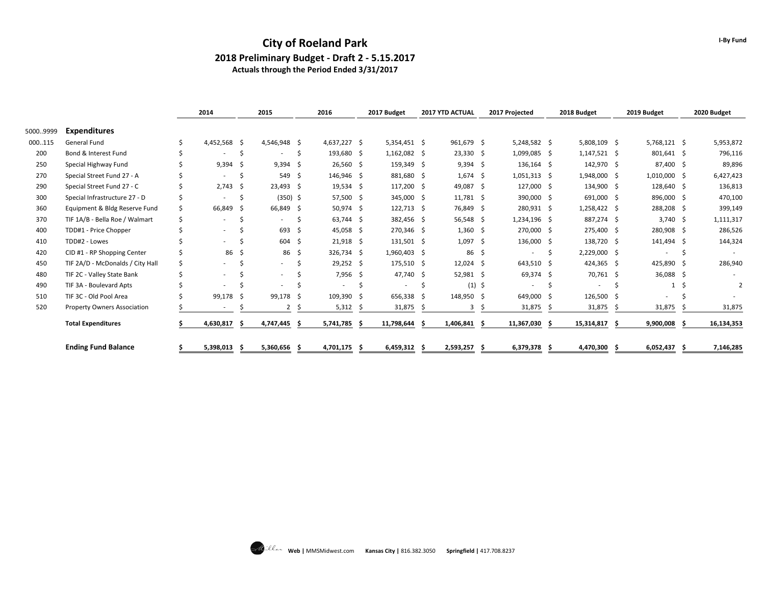# City of Roeland Park

## 2018 Preliminary Budget - Draft 2 - 5.15.2017

### Actuals through the Period Ended 3/31/2017

| | | 2014 | 2015 | 2016 | 2017 Budget | 2017 YTD ACTUAL | 2017 Projected | 2018 Budget | 2019 Budget | 2020 Budget |
|---|---|---|---|---|---|---|---|---|---|---|
| 5000..9999 | **Expenditures** | | | | | | | | | |
| 000..115 | General Fund | $ 4,452,568 | $ 4,546,948 | $ 4,637,227 | $ 5,354,451 | $ 961,679 | $ 5,248,582 | $ 5,808,109 | $ 5,768,121 | $ 5,953,872 |
| 200 | Bond & Interest Fund | $ - | $ - | $ 193,680 | $ 1,162,082 | $ 23,330 | $ 1,099,085 | $ 1,147,521 | $ 801,641 | $ 796,116 |
| 250 | Special Highway Fund | $ 9,394 | $ 9,394 | $ 26,560 | $ 159,349 | $ 9,394 | $ 136,164 | $ 142,970 | $ 87,400 | $ 89,896 |
| 270 | Special Street Fund 27 - A | $ - | $ 549 | $ 146,946 | $ 881,680 | $ 1,674 | $ 1,051,313 | $ 1,948,000 | $ 1,010,000 | $ 6,427,423 |
| 290 | Special Street Fund 27 - C | $ 2,743 | $ 23,493 | $ 19,534 | $ 117,200 | $ 49,087 | $ 127,000 | $ 134,900 | $ 128,640 | $ 136,813 |
| 300 | Special Infrastructure 27 - D | $ - | $ (350) | $ 57,500 | $ 345,000 | $ 11,781 | $ 390,000 | $ 691,000 | $ 896,000 | $ 470,100 |
| 360 | Equipment & Bldg Reserve Fund | $ 66,849 | $ 66,849 | $ 50,974 | $ 122,713 | $ 76,849 | $ 280,931 | $ 1,258,422 | $ 288,208 | $ 399,149 |
| 370 | TIF 1A/B - Bella Roe / Walmart | $ - | $ - | $ 63,744 | $ 382,456 | $ 56,548 | $ 1,234,196 | $ 887,274 | $ 3,740 | $ 1,111,317 |
| 400 | TDD#1 - Price Chopper | $ - | $ 693 | $ 45,058 | $ 270,346 | $ 1,360 | $ 270,000 | $ 275,400 | $ 280,908 | $ 286,526 |
| 410 | TDD#2 - Lowes | $ - | $ 604 | $ 21,918 | $ 131,501 | $ 1,097 | $ 136,000 | $ 138,720 | $ 141,494 | $ 144,324 |
| 420 | CID #1 - RP Shopping Center | $ 86 | $ 86 | $ 326,734 | $ 1,960,403 | $ 86 | $ - | $ 2,229,000 | $ - | $ - |
| 450 | TIF 2A/D - McDonalds / City Hall | $ - | $ - | $ 29,252 | $ 175,510 | $ 12,024 | $ 643,510 | $ 424,365 | $ 425,890 | $ 286,940 |
| 480 | TIF 2C - Valley State Bank | $ - | $ - | $ 7,956 | $ 47,740 | $ 52,981 | $ 69,374 | $ 70,761 | $ 36,088 | $ - |
| 490 | TIF 3A - Boulevard Apts | $ - | $ - | $ - | $ - | $ (1) | $ - | $ - | $ 1 | $ 2 |
| 510 | TIF 3C - Old Pool Area | $ 99,178 | $ 99,178 | $ 109,390 | $ 656,338 | $ 148,950 | $ 649,000 | $ 126,500 | $ - | $ - |
| 520 | Property Owners Association | $ - | $ 2 | $ 5,312 | $ 31,875 | $ 3 | $ 31,875 | $ 31,875 | $ 31,875 | $ 31,875 |
| | **Total Expenditures** | **$ 4,630,817** | **$ 4,747,445** | **$ 5,741,785** | **$ 11,798,644** | **$ 1,406,841** | **$ 11,367,030** | **$ 15,314,817** | **$ 9,900,008** | **$ 16,134,353** |
| | **Ending Fund Balance** | **$ 5,398,013** | **$ 5,360,656** | **$ 4,701,175** | **$ 6,459,312** | **$ 2,593,257** | **$ 6,379,378** | **$ 4,470,300** | **$ 6,052,437** | **$ 7,146,285** |

Web | MMSMidwest.com **Kansas City** | 816.382.3050 **Springfield** | 417.708.8237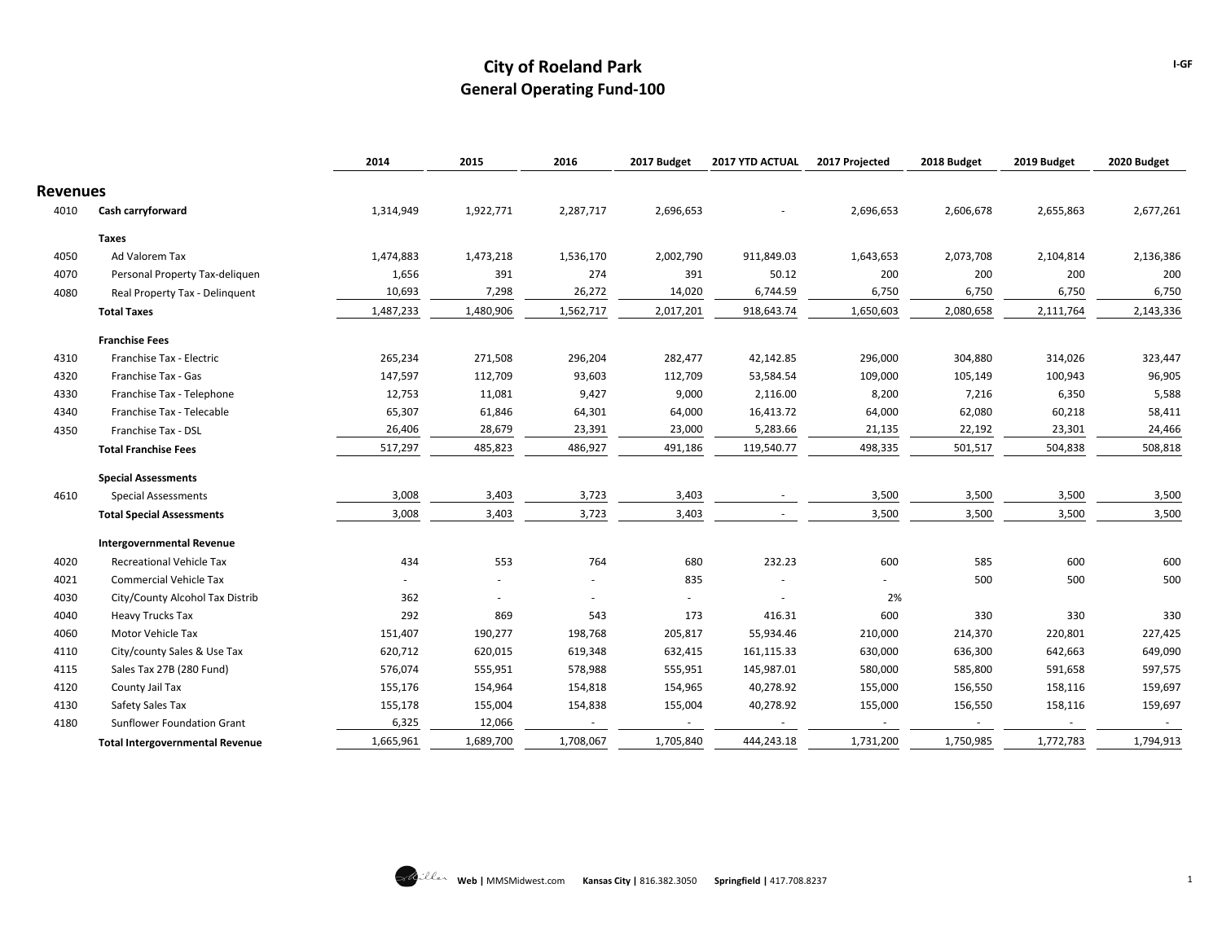# City of Roeland Park
## General Operating Fund-100

I-GF

| | | 2014 | 2015 | 2016 | 2017 Budget | 2017 YTD ACTUAL | 2017 Projected | 2018 Budget | 2019 Budget | 2020 Budget |
|---|---|---|---|---|---|---|---|---|---|---|
| **Revenues** | | | | | | | | | | |
| 4010 | **Cash carryforward** | 1,314,949 | 1,922,771 | 2,287,717 | 2,696,653 | - | 2,696,653 | 2,606,678 | 2,655,863 | 2,677,261 |
| | **Taxes** | | | | | | | | | |
| 4050 | Ad Valorem Tax | 1,474,883 | 1,473,218 | 1,536,170 | 2,002,790 | 911,849.03 | 1,643,653 | 2,073,708 | 2,104,814 | 2,136,386 |
| 4070 | Personal Property Tax-deliquen | 1,656 | 391 | 274 | 391 | 50.12 | 200 | 200 | 200 | 200 |
| 4080 | Real Property Tax - Delinquent | 10,693 | 7,298 | 26,272 | 14,020 | 6,744.59 | 6,750 | 6,750 | 6,750 | 6,750 |
| | **Total Taxes** | 1,487,233 | 1,480,906 | 1,562,717 | 2,017,201 | 918,643.74 | 1,650,603 | 2,080,658 | 2,111,764 | 2,143,336 |
| | **Franchise Fees** | | | | | | | | | |
| 4310 | Franchise Tax - Electric | 265,234 | 271,508 | 296,204 | 282,477 | 42,142.85 | 296,000 | 304,880 | 314,026 | 323,447 |
| 4320 | Franchise Tax - Gas | 147,597 | 112,709 | 93,603 | 112,709 | 53,584.54 | 109,000 | 105,149 | 100,943 | 96,905 |
| 4330 | Franchise Tax - Telephone | 12,753 | 11,081 | 9,427 | 9,000 | 2,116.00 | 8,200 | 7,216 | 6,350 | 5,588 |
| 4340 | Franchise Tax - Telecable | 65,307 | 61,846 | 64,301 | 64,000 | 16,413.72 | 64,000 | 62,080 | 60,218 | 58,411 |
| 4350 | Franchise Tax - DSL | 26,406 | 28,679 | 23,391 | 23,000 | 5,283.66 | 21,135 | 22,192 | 23,301 | 24,466 |
| | **Total Franchise Fees** | 517,297 | 485,823 | 486,927 | 491,186 | 119,540.77 | 498,335 | 501,517 | 504,838 | 508,818 |
| | **Special Assessments** | | | | | | | | | |
| 4610 | Special Assessments | 3,008 | 3,403 | 3,723 | 3,403 | - | 3,500 | 3,500 | 3,500 | 3,500 |
| | **Total Special Assessments** | 3,008 | 3,403 | 3,723 | 3,403 | - | 3,500 | 3,500 | 3,500 | 3,500 |
| | **Intergovernmental Revenue** | | | | | | | | | |
| 4020 | Recreational Vehicle Tax | 434 | 553 | 764 | 680 | 232.23 | 600 | 585 | 600 | 600 |
| 4021 | Commercial Vehicle Tax | - | - | - | 835 | - | - | 500 | 500 | 500 |
| 4030 | City/County Alcohol Tax Distrib | 362 | - | - | - | - | 2% | | | |
| 4040 | Heavy Trucks Tax | 292 | 869 | 543 | 173 | 416.31 | 600 | 330 | 330 | 330 |
| 4060 | Motor Vehicle Tax | 151,407 | 190,277 | 198,768 | 205,817 | 55,934.46 | 210,000 | 214,370 | 220,801 | 227,425 |
| 4110 | City/county Sales & Use Tax | 620,712 | 620,015 | 619,348 | 632,415 | 161,115.33 | 630,000 | 636,300 | 642,663 | 649,090 |
| 4115 | Sales Tax 27B (280 Fund) | 576,074 | 555,951 | 578,988 | 555,951 | 145,987.01 | 580,000 | 585,800 | 591,658 | 597,575 |
| 4120 | County Jail Tax | 155,176 | 154,964 | 154,818 | 154,965 | 40,278.92 | 155,000 | 156,550 | 158,116 | 159,697 |
| 4130 | Safety Sales Tax | 155,178 | 155,004 | 154,838 | 155,004 | 40,278.92 | 155,000 | 156,550 | 158,116 | 159,697 |
| 4180 | Sunflower Foundation Grant | 6,325 | 12,066 | - | - | - | - | - | - | - |
| | **Total Intergovernmental Revenue** | 1,665,961 | 1,689,700 | 1,708,067 | 1,705,840 | 444,243.18 | 1,731,200 | 1,750,985 | 1,772,783 | 1,794,913 |

**Web** | MMSMidwest.com **Kansas City** | 816.382.3050 **Springfield** | 417.708.8237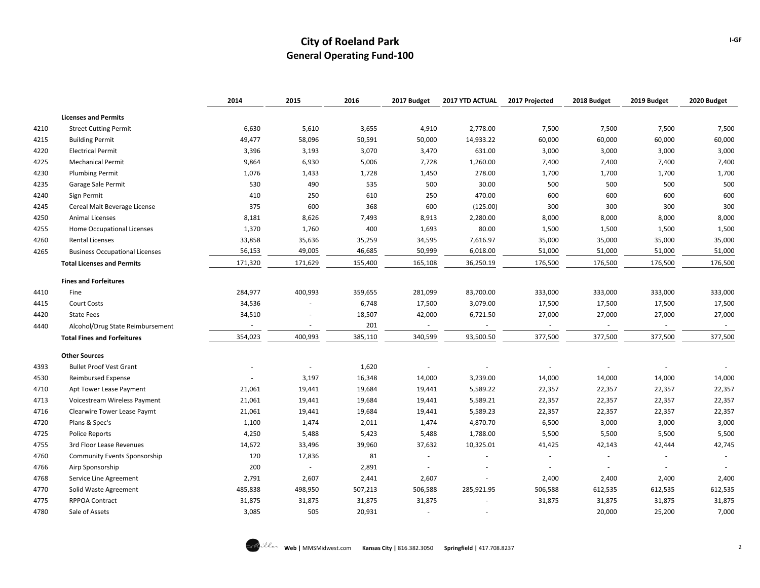# City of Roeland Park
## General Operating Fund-100

| | | 2014 | 2015 | 2016 | 2017 Budget | 2017 YTD ACTUAL | 2017 Projected | 2018 Budget | 2019 Budget | 2020 Budget |
|---|---|---|---|---|---|---|---|---|---|---|
| | **Licenses and Permits** | | | | | | | | | |
| 4210 | Street Cutting Permit | 6,630 | 5,610 | 3,655 | 4,910 | 2,778.00 | 7,500 | 7,500 | 7,500 | 7,500 |
| 4215 | Building Permit | 49,477 | 58,096 | 50,591 | 50,000 | 14,933.22 | 60,000 | 60,000 | 60,000 | 60,000 |
| 4220 | Electrical Permit | 3,396 | 3,193 | 3,070 | 3,470 | 631.00 | 3,000 | 3,000 | 3,000 | 3,000 |
| 4225 | Mechanical Permit | 9,864 | 6,930 | 5,006 | 7,728 | 1,260.00 | 7,400 | 7,400 | 7,400 | 7,400 |
| 4230 | Plumbing Permit | 1,076 | 1,433 | 1,728 | 1,450 | 278.00 | 1,700 | 1,700 | 1,700 | 1,700 |
| 4235 | Garage Sale Permit | 530 | 490 | 535 | 500 | 30.00 | 500 | 500 | 500 | 500 |
| 4240 | Sign Permit | 410 | 250 | 610 | 250 | 470.00 | 600 | 600 | 600 | 600 |
| 4245 | Cereal Malt Beverage License | 375 | 600 | 368 | 600 | (125.00) | 300 | 300 | 300 | 300 |
| 4250 | Animal Licenses | 8,181 | 8,626 | 7,493 | 8,913 | 2,280.00 | 8,000 | 8,000 | 8,000 | 8,000 |
| 4255 | Home Occupational Licenses | 1,370 | 1,760 | 400 | 1,693 | 80.00 | 1,500 | 1,500 | 1,500 | 1,500 |
| 4260 | Rental Licenses | 33,858 | 35,636 | 35,259 | 34,595 | 7,616.97 | 35,000 | 35,000 | 35,000 | 35,000 |
| 4265 | Business Occupational Licenses | 56,153 | 49,005 | 46,685 | 50,999 | 6,018.00 | 51,000 | 51,000 | 51,000 | 51,000 |
| | **Total Licenses and Permits** | 171,320 | 171,629 | 155,400 | 165,108 | 36,250.19 | 176,500 | 176,500 | 176,500 | 176,500 |
| | **Fines and Forfeitures** | | | | | | | | | |
| 4410 | Fine | 284,977 | 400,993 | 359,655 | 281,099 | 83,700.00 | 333,000 | 333,000 | 333,000 | 333,000 |
| 4415 | Court Costs | 34,536 | - | 6,748 | 17,500 | 3,079.00 | 17,500 | 17,500 | 17,500 | 17,500 |
| 4420 | State Fees | 34,510 | - | 18,507 | 42,000 | 6,721.50 | 27,000 | 27,000 | 27,000 | 27,000 |
| 4440 | Alcohol/Drug State Reimbursement | - | - | 201 | - | - | - | - | - | - |
| | **Total Fines and Forfeitures** | 354,023 | 400,993 | 385,110 | 340,599 | 93,500.50 | 377,500 | 377,500 | 377,500 | 377,500 |
| | **Other Sources** | | | | | | | | | |
| 4393 | Bullet Proof Vest Grant | - | - | 1,620 | - | - | - | - | - | - |
| 4530 | Reimbursed Expense | - | 3,197 | 16,348 | 14,000 | 3,239.00 | 14,000 | 14,000 | 14,000 | 14,000 |
| 4710 | Apt Tower Lease Payment | 21,061 | 19,441 | 19,684 | 19,441 | 5,589.22 | 22,357 | 22,357 | 22,357 | 22,357 |
| 4713 | Voicestream Wireless Payment | 21,061 | 19,441 | 19,684 | 19,441 | 5,589.21 | 22,357 | 22,357 | 22,357 | 22,357 |
| 4716 | Clearwire Tower Lease Paymt | 21,061 | 19,441 | 19,684 | 19,441 | 5,589.23 | 22,357 | 22,357 | 22,357 | 22,357 |
| 4720 | Plans & Spec's | 1,100 | 1,474 | 2,011 | 1,474 | 4,870.70 | 6,500 | 3,000 | 3,000 | 3,000 |
| 4725 | Police Reports | 4,250 | 5,488 | 5,423 | 5,488 | 1,788.00 | 5,500 | 5,500 | 5,500 | 5,500 |
| 4755 | 3rd Floor Lease Revenues | 14,672 | 33,496 | 39,960 | 37,632 | 10,325.01 | 41,425 | 42,143 | 42,444 | 42,745 |
| 4760 | Community Events Sponsorship | 120 | 17,836 | 81 | - | - | - | - | - | - |
| 4766 | Airp Sponsorship | 200 | - | 2,891 | - | - | - | - | - | - |
| 4768 | Service Line Agreement | 2,791 | 2,607 | 2,441 | 2,607 | - | 2,400 | 2,400 | 2,400 | 2,400 |
| 4770 | Solid Waste Agreement | 485,838 | 498,950 | 507,213 | 506,588 | 285,921.95 | 506,588 | 612,535 | 612,535 | 612,535 |
| 4775 | RPPOA Contract | 31,875 | 31,875 | 31,875 | 31,875 | - | 31,875 | 31,875 | 31,875 | 31,875 |
| 4780 | Sale of Assets | 3,085 | 505 | 20,931 | - | - | | 20,000 | 25,200 | 7,000 |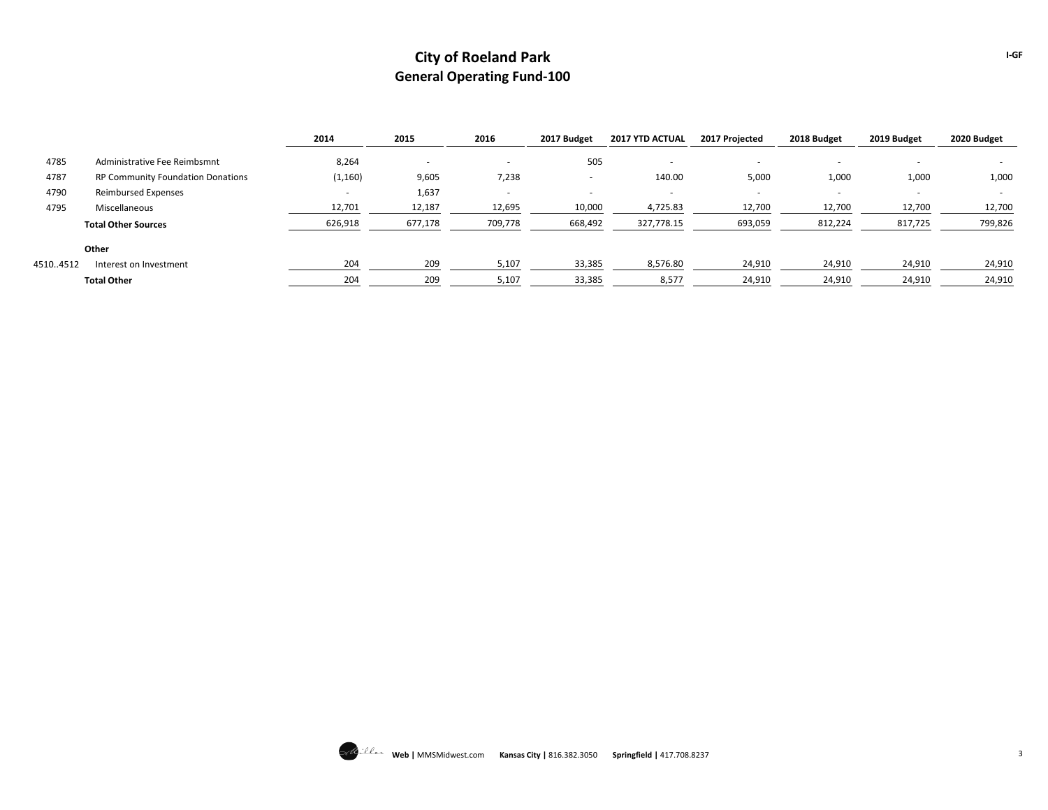# City of Roeland Park
## General Operating Fund-100

| | | 2014 | 2015 | 2016 | 2017 Budget | 2017 YTD ACTUAL | 2017 Projected | 2018 Budget | 2019 Budget | 2020 Budget |
|---|---|---|---|---|---|---|---|---|---|---|
| 4785 | Administrative Fee Reimbsmnt | 8,264 | - | - | 505 | - | - | - | - | - |
| 4787 | RP Community Foundation Donations | (1,160) | 9,605 | 7,238 | - | 140.00 | 5,000 | 1,000 | 1,000 | 1,000 |
| 4790 | Reimbursed Expenses | - | 1,637 | - | - | - | - | - | - | - |
| 4795 | Miscellaneous | 12,701 | 12,187 | 12,695 | 10,000 | 4,725.83 | 12,700 | 12,700 | 12,700 | 12,700 |
| | **Total Other Sources** | 626,918 | 677,178 | 709,778 | 668,492 | 327,778.15 | 693,059 | 812,224 | 817,725 | 799,826 |
| | **Other** | | | | | | | | | |
| 4510..4512 | Interest on Investment | 204 | 209 | 5,107 | 33,385 | 8,576.80 | 24,910 | 24,910 | 24,910 | 24,910 |
| | **Total Other** | 204 | 209 | 5,107 | 33,385 | 8,577 | 24,910 | 24,910 | 24,910 | 24,910 |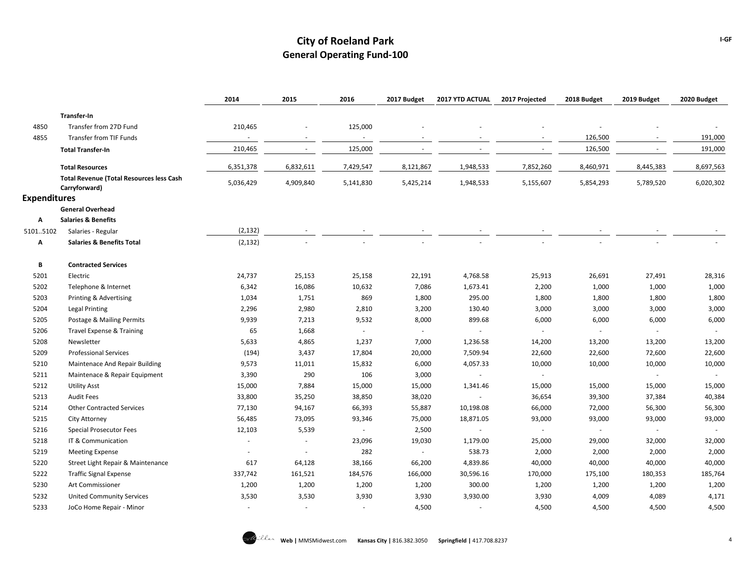# City of Roeland Park
## General Operating Fund-100

| | | 2014 | 2015 | 2016 | 2017 Budget | 2017 YTD ACTUAL | 2017 Projected | 2018 Budget | 2019 Budget | 2020 Budget |
|---|---|---|---|---|---|---|---|---|---|---|
| | **Transfer-In** | | | | | | | | | |
| 4850 | Transfer from 27D Fund | 210,465 | - | 125,000 | - | - | - | - | - | - |
| 4855 | Transfer from TIF Funds | - | - | - | - | - | - | 126,500 | - | 191,000 |
| | **Total Transfer-In** | 210,465 | - | 125,000 | - | - | - | 126,500 | - | 191,000 |
| | **Total Resources** | 6,351,378 | 6,832,611 | 7,429,547 | 8,121,867 | 1,948,533 | 7,852,260 | 8,460,971 | 8,445,383 | 8,697,563 |
| | **Total Revenue (Total Resources less Cash Carryforward)** | 5,036,429 | 4,909,840 | 5,141,830 | 5,425,214 | 1,948,533 | 5,155,607 | 5,854,293 | 5,789,520 | 6,020,302 |
| **Expenditures** | | | | | | | | | | |
| | **General Overhead** | | | | | | | | | |
| **A** | **Salaries & Benefits** | | | | | | | | | |
| 5101..5102 | Salaries - Regular | (2,132) | - | - | - | - | - | - | - | - |
| **A** | **Salaries & Benefits Total** | (2,132) | - | - | - | - | - | - | - | - |
| **B** | **Contracted Services** | | | | | | | | | |
| 5201 | Electric | 24,737 | 25,153 | 25,158 | 22,191 | 4,768.58 | 25,913 | 26,691 | 27,491 | 28,316 |
| 5202 | Telephone & Internet | 6,342 | 16,086 | 10,632 | 7,086 | 1,673.41 | 2,200 | 1,000 | 1,000 | 1,000 |
| 5203 | Printing & Advertising | 1,034 | 1,751 | 869 | 1,800 | 295.00 | 1,800 | 1,800 | 1,800 | 1,800 |
| 5204 | Legal Printing | 2,296 | 2,980 | 2,810 | 3,200 | 130.40 | 3,000 | 3,000 | 3,000 | 3,000 |
| 5205 | Postage & Mailing Permits | 9,939 | 7,213 | 9,532 | 8,000 | 899.68 | 6,000 | 6,000 | 6,000 | 6,000 |
| 5206 | Travel Expense & Training | 65 | 1,668 | - | - | - | - | - | - | - |
| 5208 | Newsletter | 5,633 | 4,865 | 1,237 | 7,000 | 1,236.58 | 14,200 | 13,200 | 13,200 | 13,200 |
| 5209 | Professional Services | (194) | 3,437 | 17,804 | 20,000 | 7,509.94 | 22,600 | 22,600 | 72,600 | 22,600 |
| 5210 | Maintenace And Repair Building | 9,573 | 11,011 | 15,832 | 6,000 | 4,057.33 | 10,000 | 10,000 | 10,000 | 10,000 |
| 5211 | Maintenace & Repair Equipment | 3,390 | 290 | 106 | 3,000 | - | - | | - | - |
| 5212 | Utility Asst | 15,000 | 7,884 | 15,000 | 15,000 | 1,341.46 | 15,000 | 15,000 | 15,000 | 15,000 |
| 5213 | Audit Fees | 33,800 | 35,250 | 38,850 | 38,020 | - | 36,654 | 39,300 | 37,384 | 40,384 |
| 5214 | Other Contracted Services | 77,130 | 94,167 | 66,393 | 55,887 | 10,198.08 | 66,000 | 72,000 | 56,300 | 56,300 |
| 5215 | City Attorney | 56,485 | 73,095 | 93,346 | 75,000 | 18,871.05 | 93,000 | 93,000 | 93,000 | 93,000 |
| 5216 | Special Prosecutor Fees | 12,103 | 5,539 | - | 2,500 | - | - | - | - | - |
| 5218 | IT & Communication | - | - | 23,096 | 19,030 | 1,179.00 | 25,000 | 29,000 | 32,000 | 32,000 |
| 5219 | Meeting Expense | - | - | 282 | - | 538.73 | 2,000 | 2,000 | 2,000 | 2,000 |
| 5220 | Street Light Repair & Maintenance | 617 | 64,128 | 38,166 | 66,200 | 4,839.86 | 40,000 | 40,000 | 40,000 | 40,000 |
| 5222 | Traffic Signal Expense | 337,742 | 161,521 | 184,576 | 166,000 | 30,596.16 | 170,000 | 175,100 | 180,353 | 185,764 |
| 5230 | Art Commissioner | 1,200 | 1,200 | 1,200 | 1,200 | 300.00 | 1,200 | 1,200 | 1,200 | 1,200 |
| 5232 | United Community Services | 3,530 | 3,530 | 3,930 | 3,930 | 3,930.00 | 3,930 | 4,009 | 4,089 | 4,171 |
| 5233 | JoCo Home Repair - Minor | - | - | - | 4,500 | - | 4,500 | 4,500 | 4,500 | 4,500 |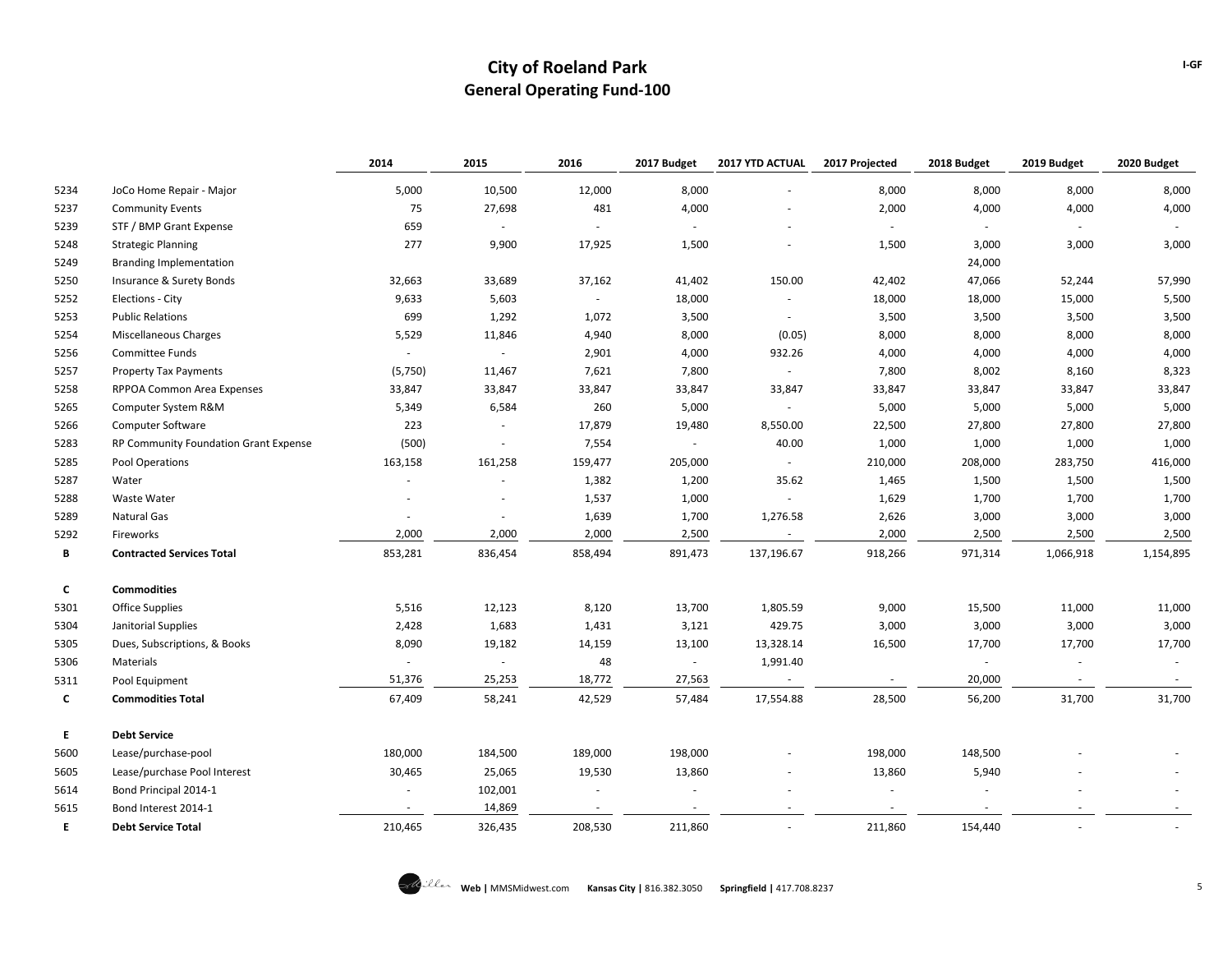# City of Roeland Park
## General Operating Fund-100

| | | 2014 | 2015 | 2016 | 2017 Budget | 2017 YTD ACTUAL | 2017 Projected | 2018 Budget | 2019 Budget | 2020 Budget |
|---|---|---|---|---|---|---|---|---|---|---|
| 5234 | JoCo Home Repair - Major | 5,000 | 10,500 | 12,000 | 8,000 | - | 8,000 | 8,000 | 8,000 | 8,000 |
| 5237 | Community Events | 75 | 27,698 | 481 | 4,000 | - | 2,000 | 4,000 | 4,000 | 4,000 |
| 5239 | STF / BMP Grant Expense | 659 | - | - | - | - | - | - | - | - |
| 5248 | Strategic Planning | 277 | 9,900 | 17,925 | 1,500 | - | 1,500 | 3,000 | 3,000 | 3,000 |
| 5249 | Branding Implementation | | | | | | | 24,000 | | |
| 5250 | Insurance & Surety Bonds | 32,663 | 33,689 | 37,162 | 41,402 | 150.00 | 42,402 | 47,066 | 52,244 | 57,990 |
| 5252 | Elections - City | 9,633 | 5,603 | - | 18,000 | - | 18,000 | 18,000 | 15,000 | 5,500 |
| 5253 | Public Relations | 699 | 1,292 | 1,072 | 3,500 | - | 3,500 | 3,500 | 3,500 | 3,500 |
| 5254 | Miscellaneous Charges | 5,529 | 11,846 | 4,940 | 8,000 | (0.05) | 8,000 | 8,000 | 8,000 | 8,000 |
| 5256 | Committee Funds | - | - | 2,901 | 4,000 | 932.26 | 4,000 | 4,000 | 4,000 | 4,000 |
| 5257 | Property Tax Payments | (5,750) | 11,467 | 7,621 | 7,800 | - | 7,800 | 8,002 | 8,160 | 8,323 |
| 5258 | RPPOA Common Area Expenses | 33,847 | 33,847 | 33,847 | 33,847 | 33,847 | 33,847 | 33,847 | 33,847 | 33,847 |
| 5265 | Computer System R&M | 5,349 | 6,584 | 260 | 5,000 | - | 5,000 | 5,000 | 5,000 | 5,000 |
| 5266 | Computer Software | 223 | - | 17,879 | 19,480 | 8,550.00 | 22,500 | 27,800 | 27,800 | 27,800 |
| 5283 | RP Community Foundation Grant Expense | (500) | - | 7,554 | - | 40.00 | 1,000 | 1,000 | 1,000 | 1,000 |
| 5285 | Pool Operations | 163,158 | 161,258 | 159,477 | 205,000 | - | 210,000 | 208,000 | 283,750 | 416,000 |
| 5287 | Water | - | - | 1,382 | 1,200 | 35.62 | 1,465 | 1,500 | 1,500 | 1,500 |
| 5288 | Waste Water | - | - | 1,537 | 1,000 | - | 1,629 | 1,700 | 1,700 | 1,700 |
| 5289 | Natural Gas | - | - | 1,639 | 1,700 | 1,276.58 | 2,626 | 3,000 | 3,000 | 3,000 |
| 5292 | Fireworks | 2,000 | 2,000 | 2,000 | 2,500 | - | 2,000 | 2,500 | 2,500 | 2,500 |
| **B** | **Contracted Services Total** | 853,281 | 836,454 | 858,494 | 891,473 | 137,196.67 | 918,266 | 971,314 | 1,066,918 | 1,154,895 |
| | | | | | | | | | | |
| **C** | **Commodities** | | | | | | | | | |
| 5301 | Office Supplies | 5,516 | 12,123 | 8,120 | 13,700 | 1,805.59 | 9,000 | 15,500 | 11,000 | 11,000 |
| 5304 | Janitorial Supplies | 2,428 | 1,683 | 1,431 | 3,121 | 429.75 | 3,000 | 3,000 | 3,000 | 3,000 |
| 5305 | Dues, Subscriptions, & Books | 8,090 | 19,182 | 14,159 | 13,100 | 13,328.14 | 16,500 | 17,700 | 17,700 | 17,700 |
| 5306 | Materials | - | - | 48 | - | 1,991.40 | | - | - | - |
| 5311 | Pool Equipment | 51,376 | 25,253 | 18,772 | 27,563 | - | - | 20,000 | - | - |
| **C** | **Commodities Total** | 67,409 | 58,241 | 42,529 | 57,484 | 17,554.88 | 28,500 | 56,200 | 31,700 | 31,700 |
| | | | | | | | | | | |
| **E** | **Debt Service** | | | | | | | | | |
| 5600 | Lease/purchase-pool | 180,000 | 184,500 | 189,000 | 198,000 | - | 198,000 | 148,500 | - | - |
| 5605 | Lease/purchase Pool Interest | 30,465 | 25,065 | 19,530 | 13,860 | - | 13,860 | 5,940 | - | - |
| 5614 | Bond Principal 2014-1 | - | 102,001 | - | - | - | - | - | - | - |
| 5615 | Bond Interest 2014-1 | - | 14,869 | - | - | - | - | - | - | - |
| **E** | **Debt Service Total** | 210,465 | 326,435 | 208,530 | 211,860 | - | 211,860 | 154,440 | - | - |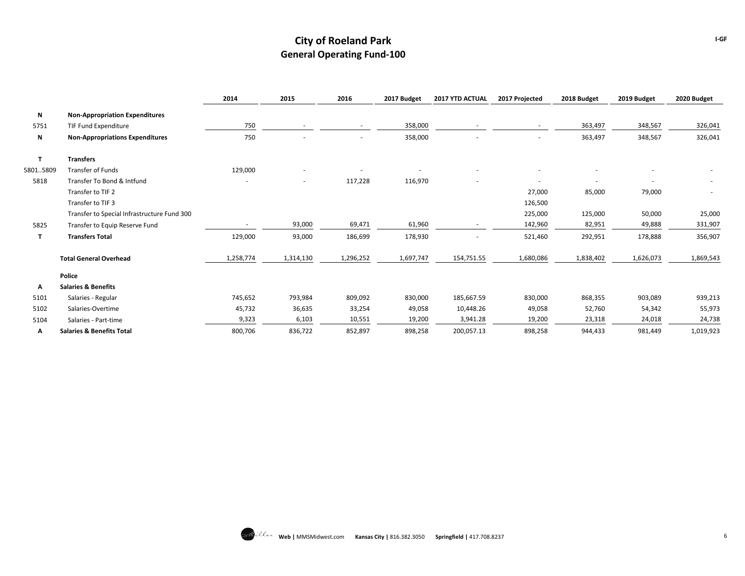# City of Roeland Park
## General Operating Fund-100

| | | 2014 | 2015 | 2016 | 2017 Budget | 2017 YTD ACTUAL | 2017 Projected | 2018 Budget | 2019 Budget | 2020 Budget |
|---|---|---|---|---|---|---|---|---|---|---|
| **N** | **Non-Appropriation Expenditures** | | | | | | | | | |
| 5751 | TIF Fund Expenditure | 750 | - | - | 358,000 | - | - | 363,497 | 348,567 | 326,041 |
| **N** | **Non-Appropriations Expenditures** | 750 | - | - | 358,000 | - | - | 363,497 | 348,567 | 326,041 |
| **T** | **Transfers** | | | | | | | | | |
| 5801..5809 | Transfer of Funds | 129,000 | - | - | - | - | - | - | - | - |
| 5818 | Transfer To Bond & Intfund | - | - | 117,228 | 116,970 | - | - | - | - | - |
| | Transfer to TIF 2 | | | | | | 27,000 | 85,000 | 79,000 | - |
| | Transfer to TIF 3 | | | | | | 126,500 | | | |
| | Transfer to Special Infrastructure Fund 300 | | | | | | 225,000 | 125,000 | 50,000 | 25,000 |
| 5825 | Transfer to Equip Reserve Fund | - | 93,000 | 69,471 | 61,960 | - | 142,960 | 82,951 | 49,888 | 331,907 |
| **T** | **Transfers Total** | 129,000 | 93,000 | 186,699 | 178,930 | - | 521,460 | 292,951 | 178,888 | 356,907 |
| | **Total General Overhead** | 1,258,774 | 1,314,130 | 1,296,252 | 1,697,747 | 154,751.55 | 1,680,086 | 1,838,402 | 1,626,073 | 1,869,543 |
| | **Police** | | | | | | | | | |
| **A** | **Salaries & Benefits** | | | | | | | | | |
| 5101 | Salaries - Regular | 745,652 | 793,984 | 809,092 | 830,000 | 185,667.59 | 830,000 | 868,355 | 903,089 | 939,213 |
| 5102 | Salaries-Overtime | 45,732 | 36,635 | 33,254 | 49,058 | 10,448.26 | 49,058 | 52,760 | 54,342 | 55,973 |
| 5104 | Salaries - Part-time | 9,323 | 6,103 | 10,551 | 19,200 | 3,941.28 | 19,200 | 23,318 | 24,018 | 24,738 |
| **A** | **Salaries & Benefits Total** | 800,706 | 836,722 | 852,897 | 898,258 | 200,057.13 | 898,258 | 944,433 | 981,449 | 1,019,923 |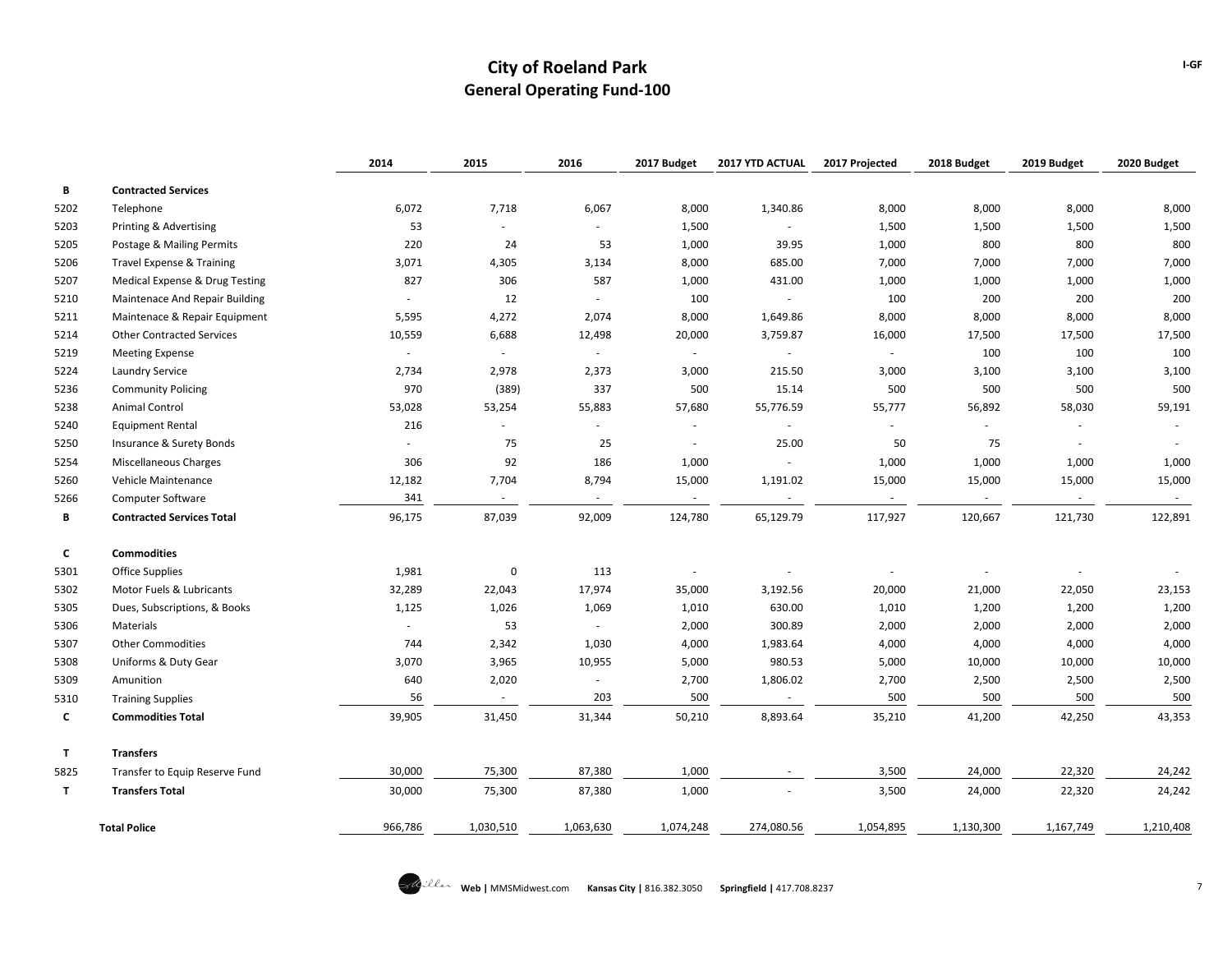# City of Roeland Park
## General Operating Fund-100

| | | 2014 | 2015 | 2016 | 2017 Budget | 2017 YTD ACTUAL | 2017 Projected | 2018 Budget | 2019 Budget | 2020 Budget |
|---|---|---|---|---|---|---|---|---|---|---|
| **B** | **Contracted Services** | | | | | | | | | |
| 5202 | Telephone | 6,072 | 7,718 | 6,067 | 8,000 | 1,340.86 | 8,000 | 8,000 | 8,000 | 8,000 |
| 5203 | Printing & Advertising | 53 | - | - | 1,500 | - | 1,500 | 1,500 | 1,500 | 1,500 |
| 5205 | Postage & Mailing Permits | 220 | 24 | 53 | 1,000 | 39.95 | 1,000 | 800 | 800 | 800 |
| 5206 | Travel Expense & Training | 3,071 | 4,305 | 3,134 | 8,000 | 685.00 | 7,000 | 7,000 | 7,000 | 7,000 |
| 5207 | Medical Expense & Drug Testing | 827 | 306 | 587 | 1,000 | 431.00 | 1,000 | 1,000 | 1,000 | 1,000 |
| 5210 | Maintenace And Repair Building | - | 12 | - | 100 | - | 100 | 200 | 200 | 200 |
| 5211 | Maintenace & Repair Equipment | 5,595 | 4,272 | 2,074 | 8,000 | 1,649.86 | 8,000 | 8,000 | 8,000 | 8,000 |
| 5214 | Other Contracted Services | 10,559 | 6,688 | 12,498 | 20,000 | 3,759.87 | 16,000 | 17,500 | 17,500 | 17,500 |
| 5219 | Meeting Expense | - | - | - | - | - | - | 100 | 100 | 100 |
| 5224 | Laundry Service | 2,734 | 2,978 | 2,373 | 3,000 | 215.50 | 3,000 | 3,100 | 3,100 | 3,100 |
| 5236 | Community Policing | 970 | (389) | 337 | 500 | 15.14 | 500 | 500 | 500 | 500 |
| 5238 | Animal Control | 53,028 | 53,254 | 55,883 | 57,680 | 55,776.59 | 55,777 | 56,892 | 58,030 | 59,191 |
| 5240 | Equipment Rental | 216 | - | - | - | - | - | - | - | - |
| 5250 | Insurance & Surety Bonds | - | 75 | 25 | - | 25.00 | 50 | 75 | - | - |
| 5254 | Miscellaneous Charges | 306 | 92 | 186 | 1,000 | - | 1,000 | 1,000 | 1,000 | 1,000 |
| 5260 | Vehicle Maintenance | 12,182 | 7,704 | 8,794 | 15,000 | 1,191.02 | 15,000 | 15,000 | 15,000 | 15,000 |
| 5266 | Computer Software | 341 | - | - | - | - | - | - | - | - |
| **B** | **Contracted Services Total** | 96,175 | 87,039 | 92,009 | 124,780 | 65,129.79 | 117,927 | 120,667 | 121,730 | 122,891 |
| **C** | **Commodities** | | | | | | | | | |
| 5301 | Office Supplies | 1,981 | 0 | 113 | - | - | - | - | - | - |
| 5302 | Motor Fuels & Lubricants | 32,289 | 22,043 | 17,974 | 35,000 | 3,192.56 | 20,000 | 21,000 | 22,050 | 23,153 |
| 5305 | Dues, Subscriptions, & Books | 1,125 | 1,026 | 1,069 | 1,010 | 630.00 | 1,010 | 1,200 | 1,200 | 1,200 |
| 5306 | Materials | - | 53 | - | 2,000 | 300.89 | 2,000 | 2,000 | 2,000 | 2,000 |
| 5307 | Other Commodities | 744 | 2,342 | 1,030 | 4,000 | 1,983.64 | 4,000 | 4,000 | 4,000 | 4,000 |
| 5308 | Uniforms & Duty Gear | 3,070 | 3,965 | 10,955 | 5,000 | 980.53 | 5,000 | 10,000 | 10,000 | 10,000 |
| 5309 | Amunition | 640 | 2,020 | - | 2,700 | 1,806.02 | 2,700 | 2,500 | 2,500 | 2,500 |
| 5310 | Training Supplies | 56 | - | 203 | 500 | - | 500 | 500 | 500 | 500 |
| **C** | **Commodities Total** | 39,905 | 31,450 | 31,344 | 50,210 | 8,893.64 | 35,210 | 41,200 | 42,250 | 43,353 |
| **T** | **Transfers** | | | | | | | | | |
| 5825 | Transfer to Equip Reserve Fund | 30,000 | 75,300 | 87,380 | 1,000 | - | 3,500 | 24,000 | 22,320 | 24,242 |
| **T** | **Transfers Total** | 30,000 | 75,300 | 87,380 | 1,000 | - | 3,500 | 24,000 | 22,320 | 24,242 |
| | **Total Police** | 966,786 | 1,030,510 | 1,063,630 | 1,074,248 | 274,080.56 | 1,054,895 | 1,130,300 | 1,167,749 | 1,210,408 |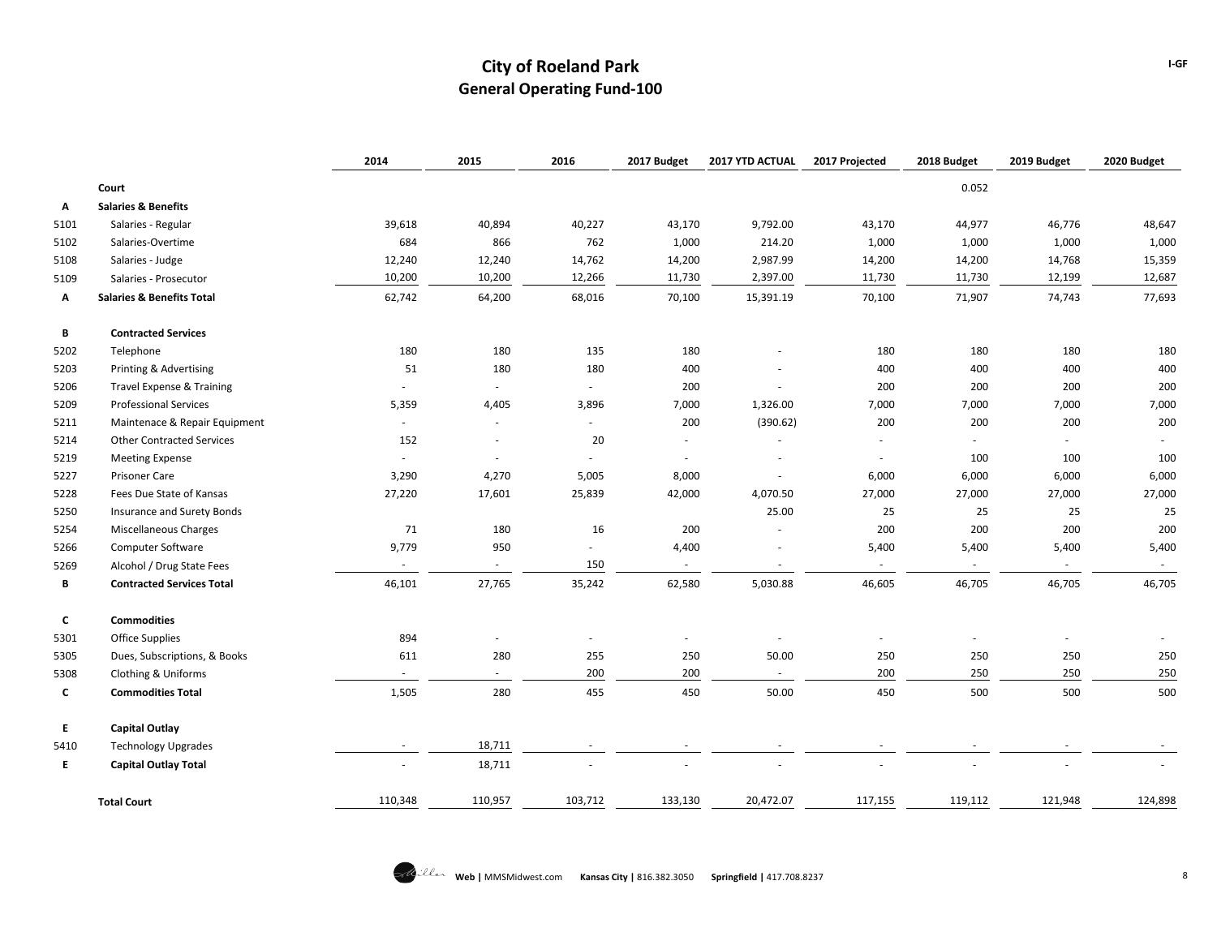# City of Roeland Park
## General Operating Fund-100

| | | 2014 | 2015 | 2016 | 2017 Budget | 2017 YTD ACTUAL | 2017 Projected | 2018 Budget | 2019 Budget | 2020 Budget |
|---|---|---|---|---|---|---|---|---|---|---|
| | **Court** | | | | | | | 0.052 | | |
| **A** | **Salaries & Benefits** | | | | | | | | | |
| 5101 | Salaries - Regular | 39,618 | 40,894 | 40,227 | 43,170 | 9,792.00 | 43,170 | 44,977 | 46,776 | 48,647 |
| 5102 | Salaries-Overtime | 684 | 866 | 762 | 1,000 | 214.20 | 1,000 | 1,000 | 1,000 | 1,000 |
| 5108 | Salaries - Judge | 12,240 | 12,240 | 14,762 | 14,200 | 2,987.99 | 14,200 | 14,200 | 14,768 | 15,359 |
| 5109 | Salaries - Prosecutor | 10,200 | 10,200 | 12,266 | 11,730 | 2,397.00 | 11,730 | 11,730 | 12,199 | 12,687 |
| **A** | **Salaries & Benefits Total** | 62,742 | 64,200 | 68,016 | 70,100 | 15,391.19 | 70,100 | 71,907 | 74,743 | 77,693 |
| **B** | **Contracted Services** | | | | | | | | | |
| 5202 | Telephone | 180 | 180 | 135 | 180 | - | 180 | 180 | 180 | 180 |
| 5203 | Printing & Advertising | 51 | 180 | 180 | 400 | - | 400 | 400 | 400 | 400 |
| 5206 | Travel Expense & Training | - | - | - | 200 | - | 200 | 200 | 200 | 200 |
| 5209 | Professional Services | 5,359 | 4,405 | 3,896 | 7,000 | 1,326.00 | 7,000 | 7,000 | 7,000 | 7,000 |
| 5211 | Maintenace & Repair Equipment | - | - | - | 200 | (390.62) | 200 | 200 | 200 | 200 |
| 5214 | Other Contracted Services | 152 | - | 20 | - | - | - | - | - | - |
| 5219 | Meeting Expense | - | - | - | - | - | - | 100 | 100 | 100 |
| 5227 | Prisoner Care | 3,290 | 4,270 | 5,005 | 8,000 | - | 6,000 | 6,000 | 6,000 | 6,000 |
| 5228 | Fees Due State of Kansas | 27,220 | 17,601 | 25,839 | 42,000 | 4,070.50 | 27,000 | 27,000 | 27,000 | 27,000 |
| 5250 | Insurance and Surety Bonds | | | | | 25.00 | 25 | 25 | 25 | 25 |
| 5254 | Miscellaneous Charges | 71 | 180 | 16 | 200 | - | 200 | 200 | 200 | 200 |
| 5266 | Computer Software | 9,779 | 950 | - | 4,400 | - | 5,400 | 5,400 | 5,400 | 5,400 |
| 5269 | Alcohol / Drug State Fees | - | - | 150 | - | - | - | - | - | - |
| **B** | **Contracted Services Total** | 46,101 | 27,765 | 35,242 | 62,580 | 5,030.88 | 46,605 | 46,705 | 46,705 | 46,705 |
| **C** | **Commodities** | | | | | | | | | |
| 5301 | Office Supplies | 894 | - | - | - | - | - | - | - | - |
| 5305 | Dues, Subscriptions, & Books | 611 | 280 | 255 | 250 | 50.00 | 250 | 250 | 250 | 250 |
| 5308 | Clothing & Uniforms | - | - | 200 | 200 | - | 200 | 250 | 250 | 250 |
| **C** | **Commodities Total** | 1,505 | 280 | 455 | 450 | 50.00 | 450 | 500 | 500 | 500 |
| **E** | **Capital Outlay** | | | | | | | | | |
| 5410 | Technology Upgrades | - | 18,711 | - | - | - | - | - | - | - |
| **E** | **Capital Outlay Total** | - | 18,711 | - | - | - | - | - | - | - |
| | **Total Court** | 110,348 | 110,957 | 103,712 | 133,130 | 20,472.07 | 117,155 | 119,112 | 121,948 | 124,898 |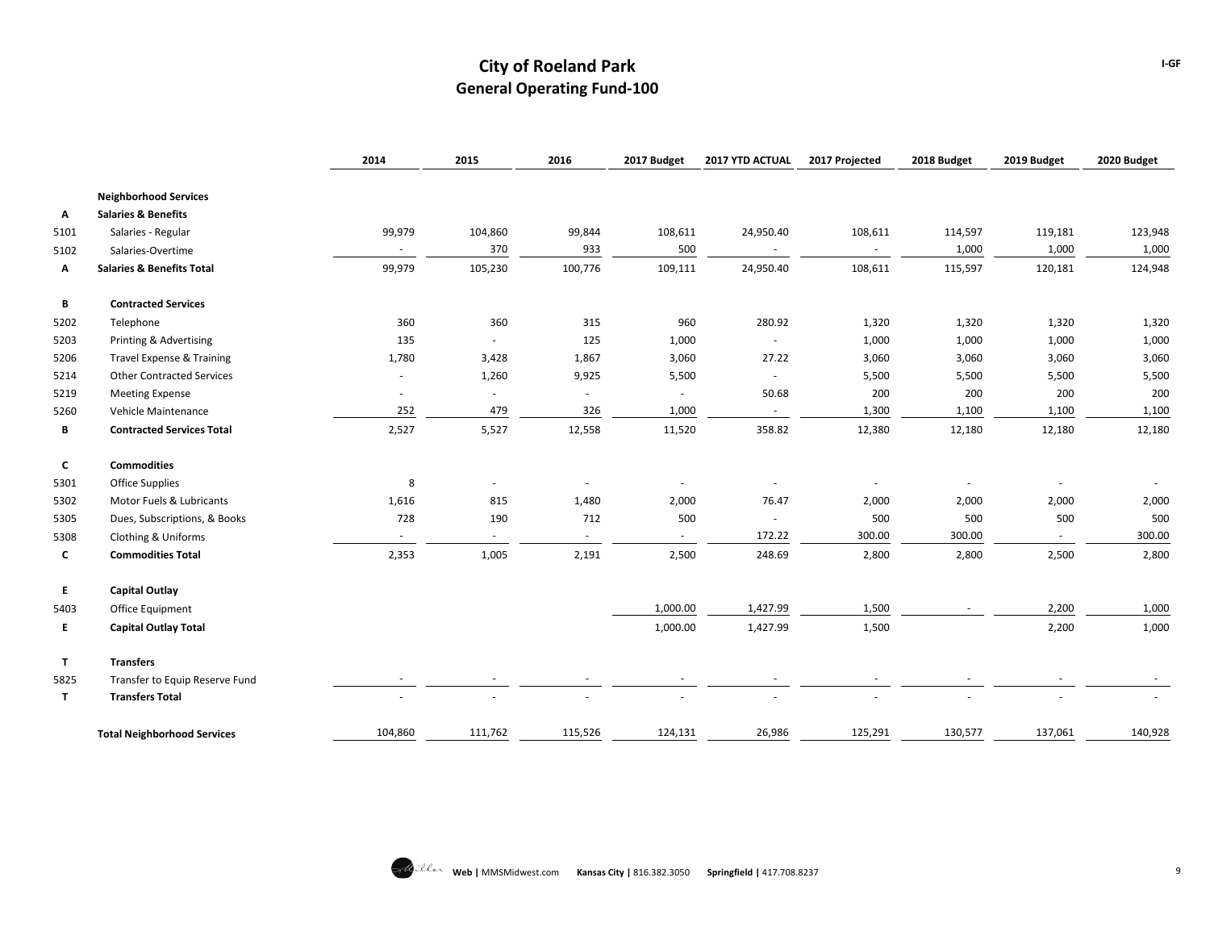# City of Roeland Park
## General Operating Fund-100

I-GF

| | | 2014 | 2015 | 2016 | 2017 Budget | 2017 YTD ACTUAL | 2017 Projected | 2018 Budget | 2019 Budget | 2020 Budget |
|---|---|---|---|---|---|---|---|---|---|---|
| | **Neighborhood Services** | | | | | | | | | |
| **A** | **Salaries & Benefits** | | | | | | | | | |
| 5101 | Salaries - Regular | 99,979 | 104,860 | 99,844 | 108,611 | 24,950.40 | 108,611 | 114,597 | 119,181 | 123,948 |
| 5102 | Salaries-Overtime | - | 370 | 933 | 500 | - | - | 1,000 | 1,000 | 1,000 |
| **A** | **Salaries & Benefits Total** | 99,979 | 105,230 | 100,776 | 109,111 | 24,950.40 | 108,611 | 115,597 | 120,181 | 124,948 |
| **B** | **Contracted Services** | | | | | | | | | |
| 5202 | Telephone | 360 | 360 | 315 | 960 | 280.92 | 1,320 | 1,320 | 1,320 | 1,320 |
| 5203 | Printing & Advertising | 135 | - | 125 | 1,000 | - | 1,000 | 1,000 | 1,000 | 1,000 |
| 5206 | Travel Expense & Training | 1,780 | 3,428 | 1,867 | 3,060 | 27.22 | 3,060 | 3,060 | 3,060 | 3,060 |
| 5214 | Other Contracted Services | - | 1,260 | 9,925 | 5,500 | - | 5,500 | 5,500 | 5,500 | 5,500 |
| 5219 | Meeting Expense | - | - | - | - | 50.68 | 200 | 200 | 200 | 200 |
| 5260 | Vehicle Maintenance | 252 | 479 | 326 | 1,000 | - | 1,300 | 1,100 | 1,100 | 1,100 |
| **B** | **Contracted Services Total** | 2,527 | 5,527 | 12,558 | 11,520 | 358.82 | 12,380 | 12,180 | 12,180 | 12,180 |
| **C** | **Commodities** | | | | | | | | | |
| 5301 | Office Supplies | 8 | - | - | - | - | - | - | - | - |
| 5302 | Motor Fuels & Lubricants | 1,616 | 815 | 1,480 | 2,000 | 76.47 | 2,000 | 2,000 | 2,000 | 2,000 |
| 5305 | Dues, Subscriptions, & Books | 728 | 190 | 712 | 500 | - | 500 | 500 | 500 | 500 |
| 5308 | Clothing & Uniforms | - | - | - | - | 172.22 | 300.00 | 300.00 | - | 300.00 |
| **C** | **Commodities Total** | 2,353 | 1,005 | 2,191 | 2,500 | 248.69 | 2,800 | 2,800 | 2,500 | 2,800 |
| **E** | **Capital Outlay** | | | | | | | | | |
| 5403 | Office Equipment | | | | 1,000.00 | 1,427.99 | 1,500 | - | 2,200 | 1,000 |
| **E** | **Capital Outlay Total** | | | | 1,000.00 | 1,427.99 | 1,500 | | 2,200 | 1,000 |
| **T** | **Transfers** | | | | | | | | | |
| 5825 | Transfer to Equip Reserve Fund | - | - | - | - | - | - | - | - | - |
| **T** | **Transfers Total** | - | - | - | - | - | - | - | - | - |
| | **Total Neighborhood Services** | 104,860 | 111,762 | 115,526 | 124,131 | 26,986 | 125,291 | 130,577 | 137,061 | 140,928 |

**Web |** MMSMidwest.com **Kansas City |** 816.382.3050 **Springfield |** 417.708.8237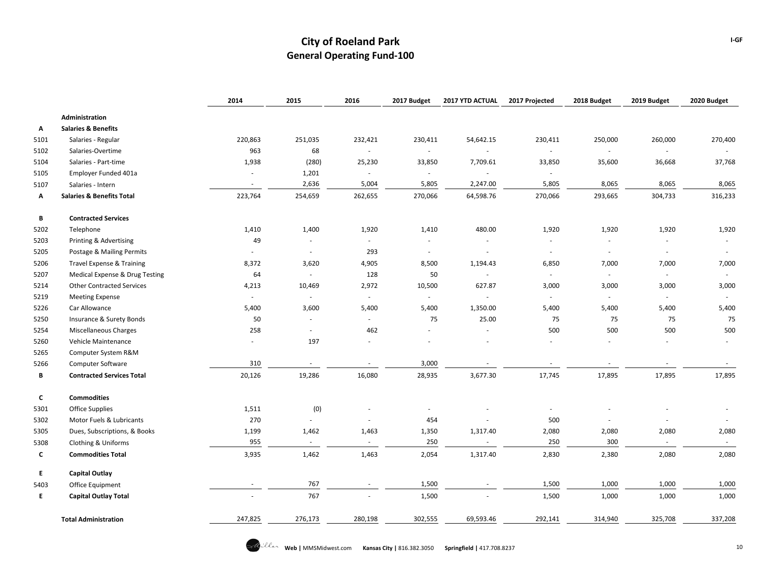# City of Roeland Park
## General Operating Fund-100

| | | 2014 | 2015 | 2016 | 2017 Budget | 2017 YTD ACTUAL | 2017 Projected | 2018 Budget | 2019 Budget | 2020 Budget |
|---|---|---|---|---|---|---|---|---|---|---|
| | **Administration** | | | | | | | | | |
| **A** | **Salaries & Benefits** | | | | | | | | | |
| 5101 | Salaries - Regular | 220,863 | 251,035 | 232,421 | 230,411 | 54,642.15 | 230,411 | 250,000 | 260,000 | 270,400 |
| 5102 | Salaries-Overtime | 963 | 68 | - | - | - | - | - | - | - |
| 5104 | Salaries - Part-time | 1,938 | (280) | 25,230 | 33,850 | 7,709.61 | 33,850 | 35,600 | 36,668 | 37,768 |
| 5105 | Employer Funded 401a | - | 1,201 | - | - | - | - | | | |
| 5107 | Salaries - Intern | - | 2,636 | 5,004 | 5,805 | 2,247.00 | 5,805 | 8,065 | 8,065 | 8,065 |
| **A** | **Salaries & Benefits Total** | 223,764 | 254,659 | 262,655 | 270,066 | 64,598.76 | 270,066 | 293,665 | 304,733 | 316,233 |
| **B** | **Contracted Services** | | | | | | | | | |
| 5202 | Telephone | 1,410 | 1,400 | 1,920 | 1,410 | 480.00 | 1,920 | 1,920 | 1,920 | 1,920 |
| 5203 | Printing & Advertising | 49 | - | - | - | - | - | - | - | - |
| 5205 | Postage & Mailing Permits | - | - | 293 | - | - | - | - | - | - |
| 5206 | Travel Expense & Training | 8,372 | 3,620 | 4,905 | 8,500 | 1,194.43 | 6,850 | 7,000 | 7,000 | 7,000 |
| 5207 | Medical Expense & Drug Testing | 64 | - | 128 | 50 | - | - | - | - | - |
| 5214 | Other Contracted Services | 4,213 | 10,469 | 2,972 | 10,500 | 627.87 | 3,000 | 3,000 | 3,000 | 3,000 |
| 5219 | Meeting Expense | - | - | - | - | - | - | - | - | - |
| 5226 | Car Allowance | 5,400 | 3,600 | 5,400 | 5,400 | 1,350.00 | 5,400 | 5,400 | 5,400 | 5,400 |
| 5250 | Insurance & Surety Bonds | 50 | - | - | 75 | 25.00 | 75 | 75 | 75 | 75 |
| 5254 | Miscellaneous Charges | 258 | - | 462 | - | - | 500 | 500 | 500 | 500 |
| 5260 | Vehicle Maintenance | - | 197 | - | - | - | - | - | - | - |
| 5265 | Computer System R&M | | | | | | | | | |
| 5266 | Computer Software | 310 | - | - | 3,000 | - | - | - | - | - |
| **B** | **Contracted Services Total** | 20,126 | 19,286 | 16,080 | 28,935 | 3,677.30 | 17,745 | 17,895 | 17,895 | 17,895 |
| **C** | **Commodities** | | | | | | | | | |
| 5301 | Office Supplies | 1,511 | (0) | - | - | - | - | - | - | - |
| 5302 | Motor Fuels & Lubricants | 270 | - | - | 454 | - | 500 | - | - | - |
| 5305 | Dues, Subscriptions, & Books | 1,199 | 1,462 | 1,463 | 1,350 | 1,317.40 | 2,080 | 2,080 | 2,080 | 2,080 |
| 5308 | Clothing & Uniforms | 955 | - | - | 250 | - | 250 | 300 | - | - |
| **C** | **Commodities Total** | 3,935 | 1,462 | 1,463 | 2,054 | 1,317.40 | 2,830 | 2,380 | 2,080 | 2,080 |
| **E** | **Capital Outlay** | | | | | | | | | |
| 5403 | Office Equipment | - | 767 | - | 1,500 | - | 1,500 | 1,000 | 1,000 | 1,000 |
| **E** | **Capital Outlay Total** | - | 767 | - | 1,500 | - | 1,500 | 1,000 | 1,000 | 1,000 |
| | **Total Administration** | 247,825 | 276,173 | 280,198 | 302,555 | 69,593.46 | 292,141 | 314,940 | 325,708 | 337,208 |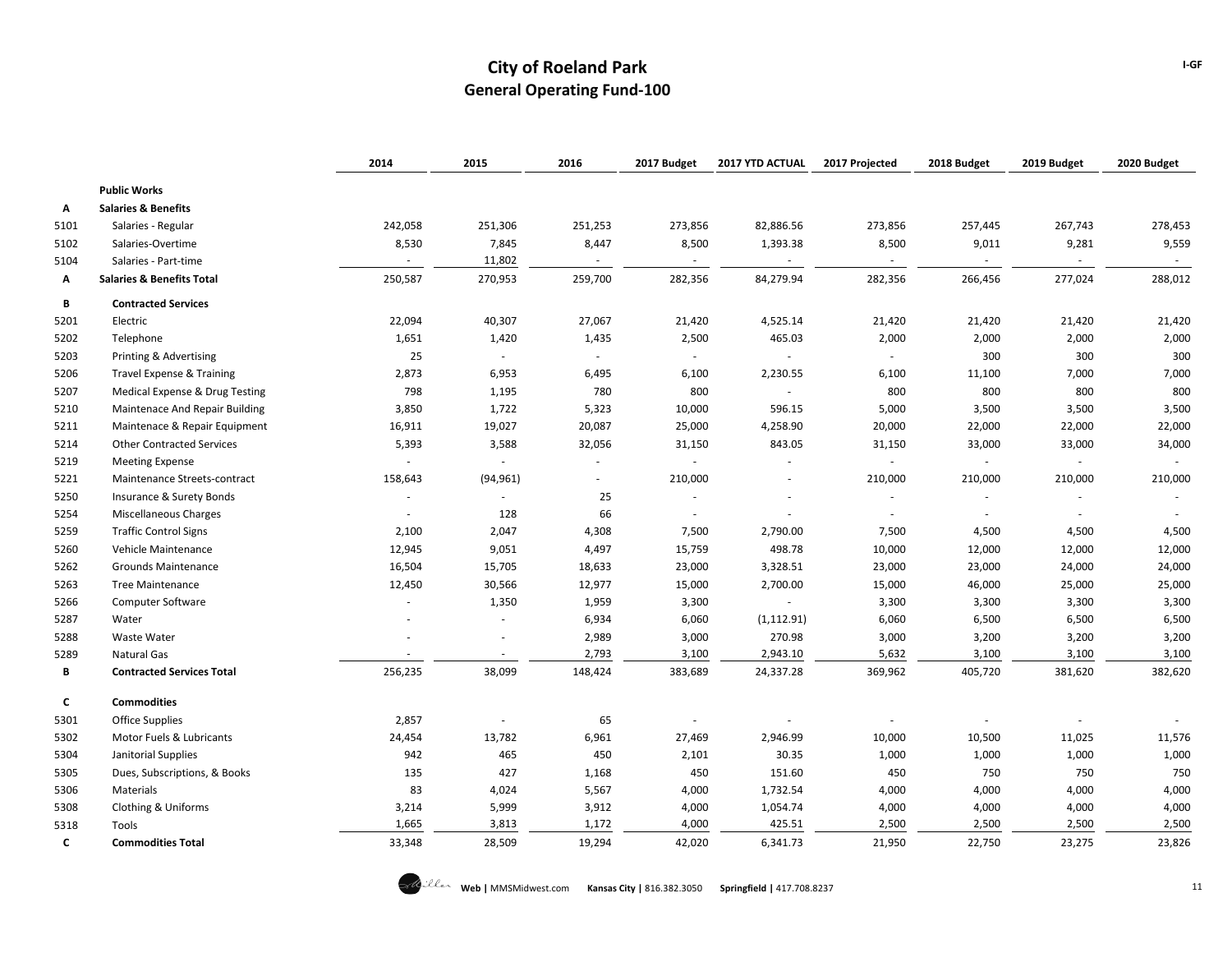# City of Roeland Park
## General Operating Fund-100

| | | 2014 | 2015 | 2016 | 2017 Budget | 2017 YTD ACTUAL | 2017 Projected | 2018 Budget | 2019 Budget | 2020 Budget |
|---|---|---|---|---|---|---|---|---|---|---|
| | **Public Works** | | | | | | | | | |
| **A** | **Salaries & Benefits** | | | | | | | | | |
| 5101 | Salaries - Regular | 242,058 | 251,306 | 251,253 | 273,856 | 82,886.56 | 273,856 | 257,445 | 267,743 | 278,453 |
| 5102 | Salaries-Overtime | 8,530 | 7,845 | 8,447 | 8,500 | 1,393.38 | 8,500 | 9,011 | 9,281 | 9,559 |
| 5104 | Salaries - Part-time | - | 11,802 | - | - | - | - | - | - | - |
| **A** | **Salaries & Benefits Total** | 250,587 | 270,953 | 259,700 | 282,356 | 84,279.94 | 282,356 | 266,456 | 277,024 | 288,012 |
| **B** | **Contracted Services** | | | | | | | | | |
| 5201 | Electric | 22,094 | 40,307 | 27,067 | 21,420 | 4,525.14 | 21,420 | 21,420 | 21,420 | 21,420 |
| 5202 | Telephone | 1,651 | 1,420 | 1,435 | 2,500 | 465.03 | 2,000 | 2,000 | 2,000 | 2,000 |
| 5203 | Printing & Advertising | 25 | - | - | - | - | - | 300 | 300 | 300 |
| 5206 | Travel Expense & Training | 2,873 | 6,953 | 6,495 | 6,100 | 2,230.55 | 6,100 | 11,100 | 7,000 | 7,000 |
| 5207 | Medical Expense & Drug Testing | 798 | 1,195 | 780 | 800 | - | 800 | 800 | 800 | 800 |
| 5210 | Maintenace And Repair Building | 3,850 | 1,722 | 5,323 | 10,000 | 596.15 | 5,000 | 3,500 | 3,500 | 3,500 |
| 5211 | Maintenace & Repair Equipment | 16,911 | 19,027 | 20,087 | 25,000 | 4,258.90 | 20,000 | 22,000 | 22,000 | 22,000 |
| 5214 | Other Contracted Services | 5,393 | 3,588 | 32,056 | 31,150 | 843.05 | 31,150 | 33,000 | 33,000 | 34,000 |
| 5219 | Meeting Expense | - | - | - | - | - | - | - | - | - |
| 5221 | Maintenance Streets-contract | 158,643 | (94,961) | - | 210,000 | - | 210,000 | 210,000 | 210,000 | 210,000 |
| 5250 | Insurance & Surety Bonds | - | - | 25 | - | - | - | - | - | - |
| 5254 | Miscellaneous Charges | - | 128 | 66 | - | - | - | - | - | - |
| 5259 | Traffic Control Signs | 2,100 | 2,047 | 4,308 | 7,500 | 2,790.00 | 7,500 | 4,500 | 4,500 | 4,500 |
| 5260 | Vehicle Maintenance | 12,945 | 9,051 | 4,497 | 15,759 | 498.78 | 10,000 | 12,000 | 12,000 | 12,000 |
| 5262 | Grounds Maintenance | 16,504 | 15,705 | 18,633 | 23,000 | 3,328.51 | 23,000 | 23,000 | 24,000 | 24,000 |
| 5263 | Tree Maintenance | 12,450 | 30,566 | 12,977 | 15,000 | 2,700.00 | 15,000 | 46,000 | 25,000 | 25,000 |
| 5266 | Computer Software | - | 1,350 | 1,959 | 3,300 | - | 3,300 | 3,300 | 3,300 | 3,300 |
| 5287 | Water | - | - | 6,934 | 6,060 | (1,112.91) | 6,060 | 6,500 | 6,500 | 6,500 |
| 5288 | Waste Water | - | - | 2,989 | 3,000 | 270.98 | 3,000 | 3,200 | 3,200 | 3,200 |
| 5289 | Natural Gas | - | - | 2,793 | 3,100 | 2,943.10 | 5,632 | 3,100 | 3,100 | 3,100 |
| **B** | **Contracted Services Total** | 256,235 | 38,099 | 148,424 | 383,689 | 24,337.28 | 369,962 | 405,720 | 381,620 | 382,620 |
| **C** | **Commodities** | | | | | | | | | |
| 5301 | Office Supplies | 2,857 | - | 65 | - | - | - | - | - | - |
| 5302 | Motor Fuels & Lubricants | 24,454 | 13,782 | 6,961 | 27,469 | 2,946.99 | 10,000 | 10,500 | 11,025 | 11,576 |
| 5304 | Janitorial Supplies | 942 | 465 | 450 | 2,101 | 30.35 | 1,000 | 1,000 | 1,000 | 1,000 |
| 5305 | Dues, Subscriptions, & Books | 135 | 427 | 1,168 | 450 | 151.60 | 450 | 750 | 750 | 750 |
| 5306 | Materials | 83 | 4,024 | 5,567 | 4,000 | 1,732.54 | 4,000 | 4,000 | 4,000 | 4,000 |
| 5308 | Clothing & Uniforms | 3,214 | 5,999 | 3,912 | 4,000 | 1,054.74 | 4,000 | 4,000 | 4,000 | 4,000 |
| 5318 | Tools | 1,665 | 3,813 | 1,172 | 4,000 | 425.51 | 2,500 | 2,500 | 2,500 | 2,500 |
| **C** | **Commodities Total** | 33,348 | 28,509 | 19,294 | 42,020 | 6,341.73 | 21,950 | 22,750 | 23,275 | 23,826 |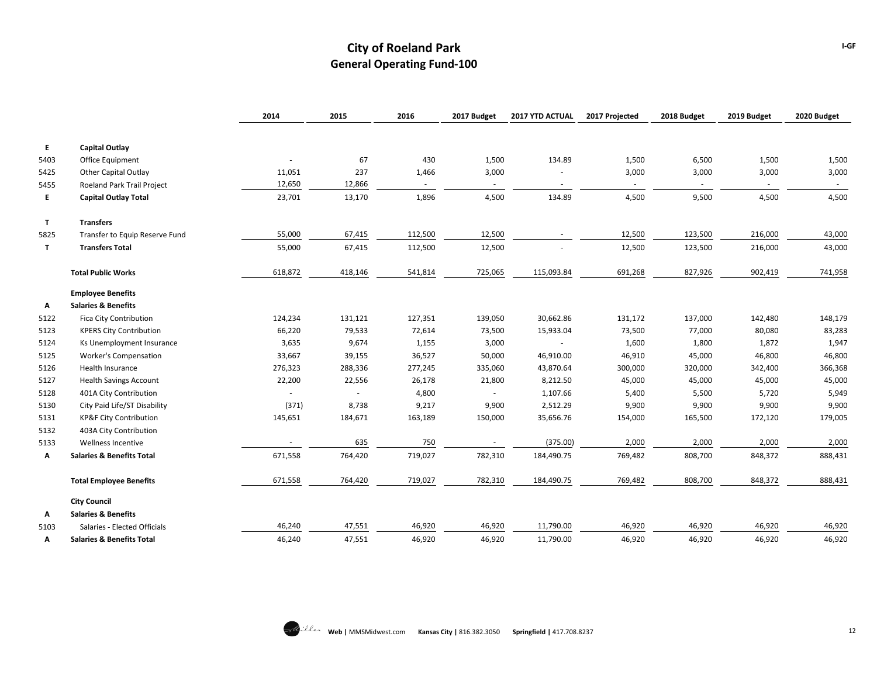# City of Roeland Park
## General Operating Fund-100

I-GF

| | | 2014 | 2015 | 2016 | 2017 Budget | 2017 YTD ACTUAL | 2017 Projected | 2018 Budget | 2019 Budget | 2020 Budget |
|---|---|---|---|---|---|---|---|---|---|---|
| **E** | **Capital Outlay** | | | | | | | | | |
| 5403 | Office Equipment | - | 67 | 430 | 1,500 | 134.89 | 1,500 | 6,500 | 1,500 | 1,500 |
| 5425 | Other Capital Outlay | 11,051 | 237 | 1,466 | 3,000 | - | 3,000 | 3,000 | 3,000 | 3,000 |
| 5455 | Roeland Park Trail Project | 12,650 | 12,866 | - | - | - | - | - | - | - |
| **E** | **Capital Outlay Total** | 23,701 | 13,170 | 1,896 | 4,500 | 134.89 | 4,500 | 9,500 | 4,500 | 4,500 |
| **T** | **Transfers** | | | | | | | | | |
| 5825 | Transfer to Equip Reserve Fund | 55,000 | 67,415 | 112,500 | 12,500 | - | 12,500 | 123,500 | 216,000 | 43,000 |
| **T** | **Transfers Total** | 55,000 | 67,415 | 112,500 | 12,500 | - | 12,500 | 123,500 | 216,000 | 43,000 |
| | **Total Public Works** | 618,872 | 418,146 | 541,814 | 725,065 | 115,093.84 | 691,268 | 827,926 | 902,419 | 741,958 |
| | **Employee Benefits** | | | | | | | | | |
| **A** | **Salaries & Benefits** | | | | | | | | | |
| 5122 | Fica City Contribution | 124,234 | 131,121 | 127,351 | 139,050 | 30,662.86 | 131,172 | 137,000 | 142,480 | 148,179 |
| 5123 | KPERS City Contribution | 66,220 | 79,533 | 72,614 | 73,500 | 15,933.04 | 73,500 | 77,000 | 80,080 | 83,283 |
| 5124 | Ks Unemployment Insurance | 3,635 | 9,674 | 1,155 | 3,000 | - | 1,600 | 1,800 | 1,872 | 1,947 |
| 5125 | Worker's Compensation | 33,667 | 39,155 | 36,527 | 50,000 | 46,910.00 | 46,910 | 45,000 | 46,800 | 46,800 |
| 5126 | Health Insurance | 276,323 | 288,336 | 277,245 | 335,060 | 43,870.64 | 300,000 | 320,000 | 342,400 | 366,368 |
| 5127 | Health Savings Account | 22,200 | 22,556 | 26,178 | 21,800 | 8,212.50 | 45,000 | 45,000 | 45,000 | 45,000 |
| 5128 | 401A City Contribution | - | - | 4,800 | - | 1,107.66 | 5,400 | 5,500 | 5,720 | 5,949 |
| 5130 | City Paid Life/ST Disability | (371) | 8,738 | 9,217 | 9,900 | 2,512.29 | 9,900 | 9,900 | 9,900 | 9,900 |
| 5131 | KP&F City Contribution | 145,651 | 184,671 | 163,189 | 150,000 | 35,656.76 | 154,000 | 165,500 | 172,120 | 179,005 |
| 5132 | 403A City Contribution | | | | | | | | | |
| 5133 | Wellness Incentive | - | 635 | 750 | - | (375.00) | 2,000 | 2,000 | 2,000 | 2,000 |
| **A** | **Salaries & Benefits Total** | 671,558 | 764,420 | 719,027 | 782,310 | 184,490.75 | 769,482 | 808,700 | 848,372 | 888,431 |
| | **Total Employee Benefits** | 671,558 | 764,420 | 719,027 | 782,310 | 184,490.75 | 769,482 | 808,700 | 848,372 | 888,431 |
| | **City Council** | | | | | | | | | |
| **A** | **Salaries & Benefits** | | | | | | | | | |
| 5103 | Salaries - Elected Officials | 46,240 | 47,551 | 46,920 | 46,920 | 11,790.00 | 46,920 | 46,920 | 46,920 | 46,920 |
| **A** | **Salaries & Benefits Total** | 46,240 | 47,551 | 46,920 | 46,920 | 11,790.00 | 46,920 | 46,920 | 46,920 | 46,920 |

Web | MMSMidwest.com   Kansas City | 816.382.3050   Springfield | 417.708.8237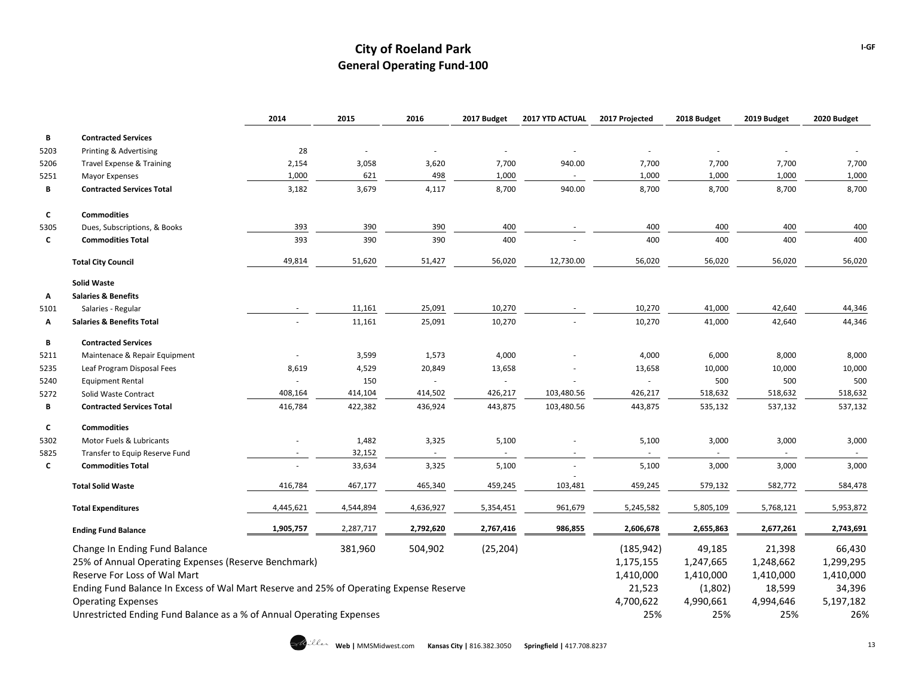# City of Roeland Park
## General Operating Fund-100

| | | 2014 | 2015 | 2016 | 2017 Budget | 2017 YTD ACTUAL | 2017 Projected | 2018 Budget | 2019 Budget | 2020 Budget |
|---|---|---|---|---|---|---|---|---|---|---|
| **B** | **Contracted Services** | | | | | | | | | |
| 5203 | Printing & Advertising | 28 | - | - | - | - | - | - | - | - |
| 5206 | Travel Expense & Training | 2,154 | 3,058 | 3,620 | 7,700 | 940.00 | 7,700 | 7,700 | 7,700 | 7,700 |
| 5251 | Mayor Expenses | 1,000 | 621 | 498 | 1,000 | - | 1,000 | 1,000 | 1,000 | 1,000 |
| **B** | **Contracted Services Total** | 3,182 | 3,679 | 4,117 | 8,700 | 940.00 | 8,700 | 8,700 | 8,700 | 8,700 |
| **C** | **Commodities** | | | | | | | | | |
| 5305 | Dues, Subscriptions, & Books | 393 | 390 | 390 | 400 | - | 400 | 400 | 400 | 400 |
| **C** | **Commodities Total** | 393 | 390 | 390 | 400 | - | 400 | 400 | 400 | 400 |
| | **Total City Council** | 49,814 | 51,620 | 51,427 | 56,020 | 12,730.00 | 56,020 | 56,020 | 56,020 | 56,020 |
| | **Solid Waste** | | | | | | | | | |
| **A** | **Salaries & Benefits** | | | | | | | | | |
| 5101 | Salaries - Regular | - | 11,161 | 25,091 | 10,270 | - | 10,270 | 41,000 | 42,640 | 44,346 |
| **A** | **Salaries & Benefits Total** | - | 11,161 | 25,091 | 10,270 | - | 10,270 | 41,000 | 42,640 | 44,346 |
| **B** | **Contracted Services** | | | | | | | | | |
| 5211 | Maintenace & Repair Equipment | - | 3,599 | 1,573 | 4,000 | - | 4,000 | 6,000 | 8,000 | 8,000 |
| 5235 | Leaf Program Disposal Fees | 8,619 | 4,529 | 20,849 | 13,658 | - | 13,658 | 10,000 | 10,000 | 10,000 |
| 5240 | Equipment Rental | - | 150 | - | - | - | - | 500 | 500 | 500 |
| 5272 | Solid Waste Contract | 408,164 | 414,104 | 414,502 | 426,217 | 103,480.56 | 426,217 | 518,632 | 518,632 | 518,632 |
| **B** | **Contracted Services Total** | 416,784 | 422,382 | 436,924 | 443,875 | 103,480.56 | 443,875 | 535,132 | 537,132 | 537,132 |
| **C** | **Commodities** | | | | | | | | | |
| 5302 | Motor Fuels & Lubricants | - | 1,482 | 3,325 | 5,100 | - | 5,100 | 3,000 | 3,000 | 3,000 |
| 5825 | Transfer to Equip Reserve Fund | - | 32,152 | - | - | - | - | - | - | - |
| **C** | **Commodities Total** | - | 33,634 | 3,325 | 5,100 | - | 5,100 | 3,000 | 3,000 | 3,000 |
| | **Total Solid Waste** | 416,784 | 467,177 | 465,340 | 459,245 | 103,481 | 459,245 | 579,132 | 582,772 | 584,478 |
| | **Total Expenditures** | 4,445,621 | 4,544,894 | 4,636,927 | 5,354,451 | 961,679 | 5,245,582 | 5,805,109 | 5,768,121 | 5,953,872 |
| | **Ending Fund Balance** | **1,905,757** | 2,287,717 | **2,792,620** | **2,767,416** | **986,855** | **2,606,678** | **2,655,863** | **2,677,261** | **2,743,691** |
| | Change In Ending Fund Balance | | 381,960 | 504,902 | (25,204) | | (185,942) | 49,185 | 21,398 | 66,430 |
| | 25% of Annual Operating Expenses (Reserve Benchmark) | | | | | | 1,175,155 | 1,247,665 | 1,248,662 | 1,299,295 |
| | Reserve For Loss of Wal Mart | | | | | | 1,410,000 | 1,410,000 | 1,410,000 | 1,410,000 |
| | Ending Fund Balance In Excess of Wal Mart Reserve and 25% of Operating Expense Reserve | | | | | | 21,523 | (1,802) | 18,599 | 34,396 |
| | Operating Expenses | | | | | | 4,700,622 | 4,990,661 | 4,994,646 | 5,197,182 |
| | Unrestricted Ending Fund Balance as a % of Annual Operating Expenses | | | | | | 25% | 25% | 25% | 26% |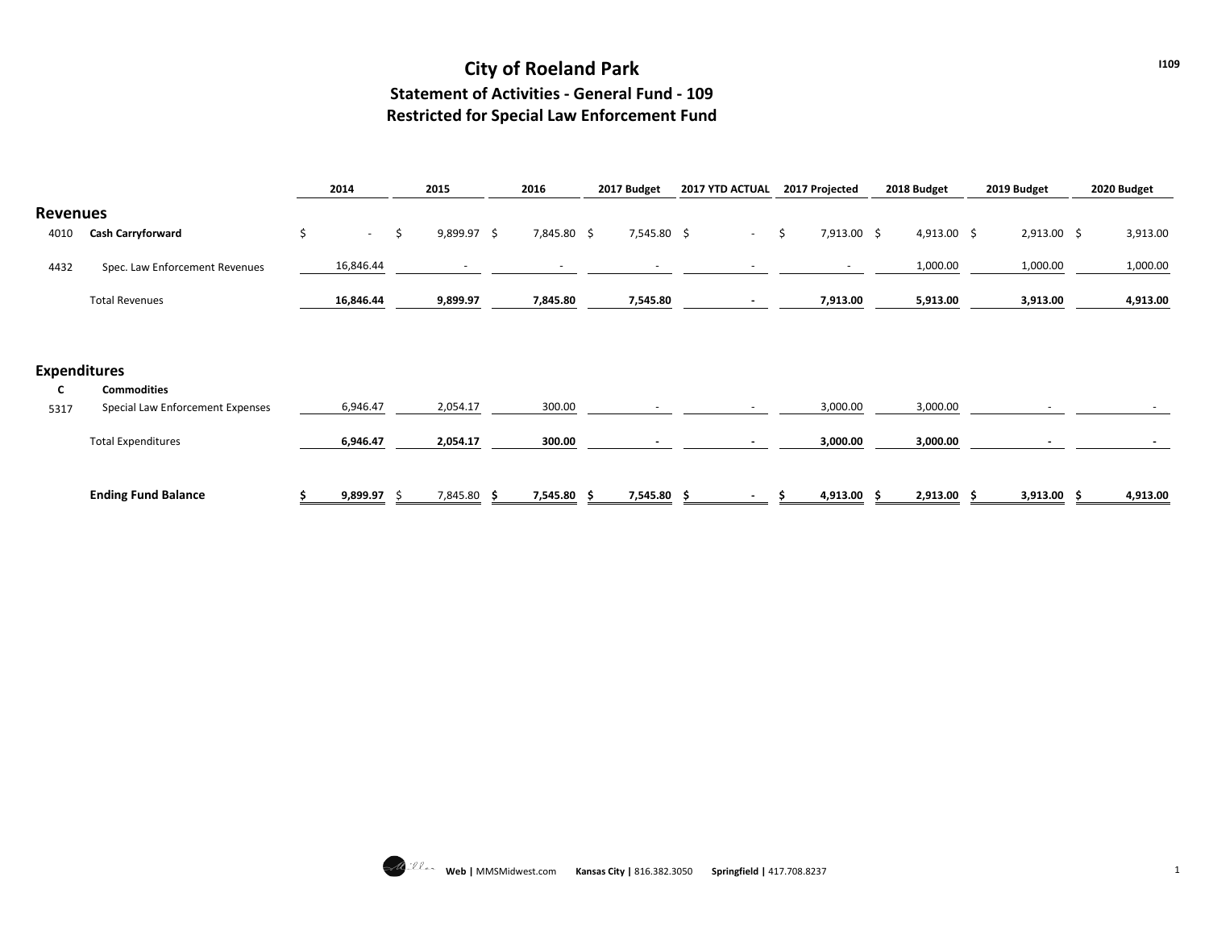# City of Roeland Park

## Statement of Activities - General Fund - 109

## Restricted for Special Law Enforcement Fund

| | | 2014 | 2015 | 2016 | 2017 Budget | 2017 YTD ACTUAL | 2017 Projected | 2018 Budget | 2019 Budget | 2020 Budget |
|---|---|---|---|---|---|---|---|---|---|---|
| **Revenues** | | | | | | | | | | |
| 4010 | **Cash Carryforward** | $ - | $ 9,899.97 | $ 7,845.80 | $ 7,545.80 | $ - | $ 7,913.00 | $ 4,913.00 | $ 2,913.00 | $ 3,913.00 |
| 4432 | Spec. Law Enforcement Revenues | 16,846.44 | - | - | - | - | - | 1,000.00 | 1,000.00 | 1,000.00 |
| | Total Revenues | **16,846.44** | **9,899.97** | **7,845.80** | **7,545.80** | **-** | **7,913.00** | **5,913.00** | **3,913.00** | **4,913.00** |
| **Expenditures** | | | | | | | | | | |
| **C** | **Commodities** | | | | | | | | | |
| 5317 | Special Law Enforcement Expenses | 6,946.47 | 2,054.17 | 300.00 | - | - | 3,000.00 | 3,000.00 | - | - |
| | Total Expenditures | **6,946.47** | **2,054.17** | **300.00** | **-** | **-** | **3,000.00** | **3,000.00** | **-** | **-** |
| | **Ending Fund Balance** | **$ 9,899.97** | $ 7,845.80 | **$ 7,545.80** | **$ 7,545.80** | **$ -** | **$ 4,913.00** | **$ 2,913.00** | **$ 3,913.00** | **$ 4,913.00** |

**Web |** MMSMidwest.com **Kansas City |** 816.382.3050 **Springfield |** 417.708.8237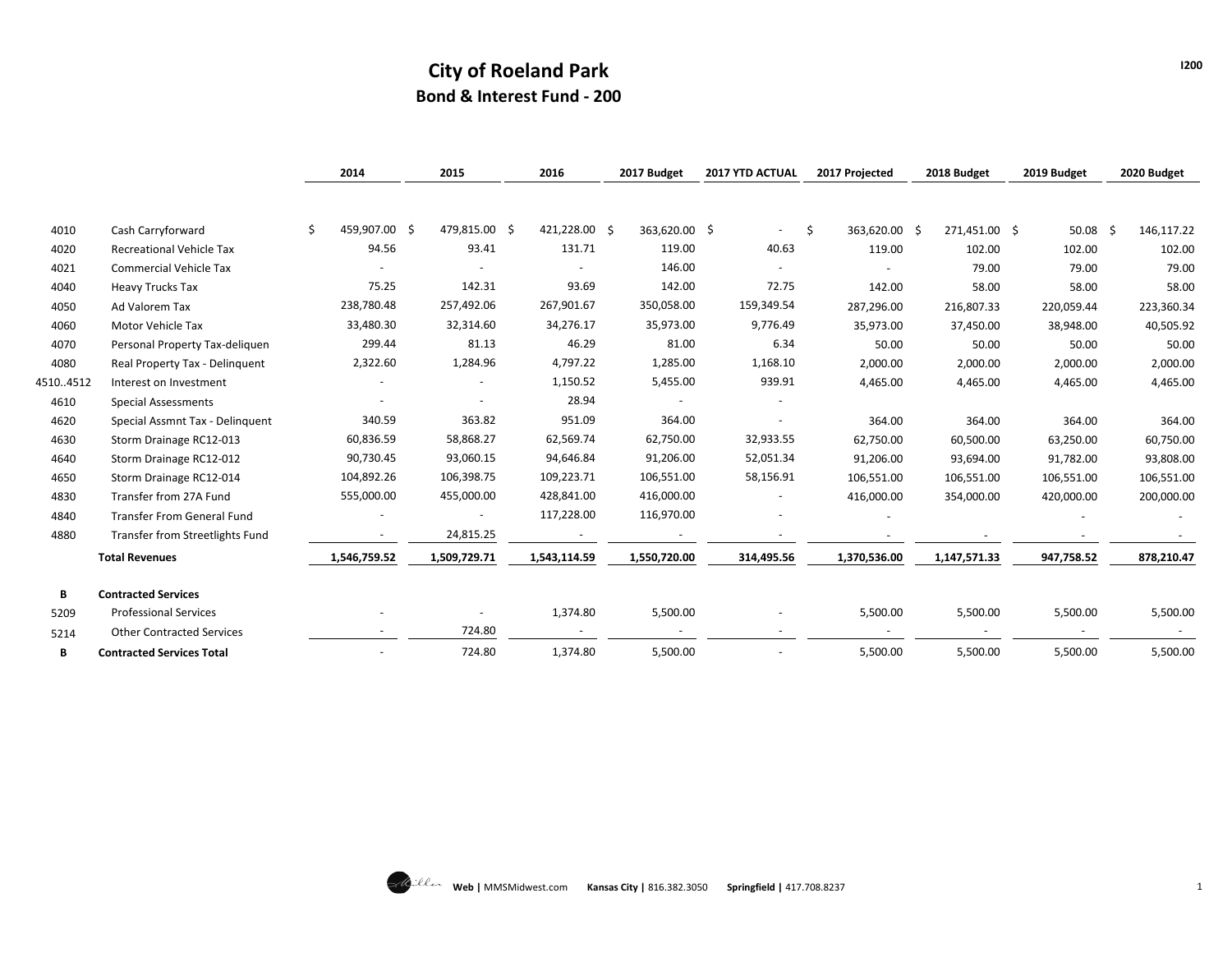# City of Roeland Park

## Bond & Interest Fund - 200

I200

| | | 2014 | 2015 | 2016 | 2017 Budget | 2017 YTD ACTUAL | 2017 Projected | 2018 Budget | 2019 Budget | 2020 Budget |
|---|---|---|---|---|---|---|---|---|---|---|
| 4010 | Cash Carryforward | $ 459,907.00 | $ 479,815.00 | $ 421,228.00 | $ 363,620.00 | $ - | $ 363,620.00 | $ 271,451.00 | $ 50.08 | $ 146,117.22 |
| 4020 | Recreational Vehicle Tax | 94.56 | 93.41 | 131.71 | 119.00 | 40.63 | 119.00 | 102.00 | 102.00 | 102.00 |
| 4021 | Commercial Vehicle Tax | - | - | - | 146.00 | - | - | 79.00 | 79.00 | 79.00 |
| 4040 | Heavy Trucks Tax | 75.25 | 142.31 | 93.69 | 142.00 | 72.75 | 142.00 | 58.00 | 58.00 | 58.00 |
| 4050 | Ad Valorem Tax | 238,780.48 | 257,492.06 | 267,901.67 | 350,058.00 | 159,349.54 | 287,296.00 | 216,807.33 | 220,059.44 | 223,360.34 |
| 4060 | Motor Vehicle Tax | 33,480.30 | 32,314.60 | 34,276.17 | 35,973.00 | 9,776.49 | 35,973.00 | 37,450.00 | 38,948.00 | 40,505.92 |
| 4070 | Personal Property Tax-deliquen | 299.44 | 81.13 | 46.29 | 81.00 | 6.34 | 50.00 | 50.00 | 50.00 | 50.00 |
| 4080 | Real Property Tax - Delinquent | 2,322.60 | 1,284.96 | 4,797.22 | 1,285.00 | 1,168.10 | 2,000.00 | 2,000.00 | 2,000.00 | 2,000.00 |
| 4510..4512 | Interest on Investment | - | - | 1,150.52 | 5,455.00 | 939.91 | 4,465.00 | 4,465.00 | 4,465.00 | 4,465.00 |
| 4610 | Special Assessments | - | - | 28.94 | - | - | | | | |
| 4620 | Special Assmnt Tax - Delinquent | 340.59 | 363.82 | 951.09 | 364.00 | - | 364.00 | 364.00 | 364.00 | 364.00 |
| 4630 | Storm Drainage RC12-013 | 60,836.59 | 58,868.27 | 62,569.74 | 62,750.00 | 32,933.55 | 62,750.00 | 60,500.00 | 63,250.00 | 60,750.00 |
| 4640 | Storm Drainage RC12-012 | 90,730.45 | 93,060.15 | 94,646.84 | 91,206.00 | 52,051.34 | 91,206.00 | 93,694.00 | 91,782.00 | 93,808.00 |
| 4650 | Storm Drainage RC12-014 | 104,892.26 | 106,398.75 | 109,223.71 | 106,551.00 | 58,156.91 | 106,551.00 | 106,551.00 | 106,551.00 | 106,551.00 |
| 4830 | Transfer from 27A Fund | 555,000.00 | 455,000.00 | 428,841.00 | 416,000.00 | - | 416,000.00 | 354,000.00 | 420,000.00 | 200,000.00 |
| 4840 | Transfer From General Fund | - | - | 117,228.00 | 116,970.00 | - | - | | - | - |
| 4880 | Transfer from Streetlights Fund | - | 24,815.25 | - | - | - | - | - | - | - |
| | **Total Revenues** | **1,546,759.52** | **1,509,729.71** | **1,543,114.59** | **1,550,720.00** | **314,495.56** | **1,370,536.00** | **1,147,571.33** | **947,758.52** | **878,210.47** |
| **B** | **Contracted Services** | | | | | | | | | |
| 5209 | Professional Services | - | - | 1,374.80 | 5,500.00 | - | 5,500.00 | 5,500.00 | 5,500.00 | 5,500.00 |
| 5214 | Other Contracted Services | - | 724.80 | - | - | - | - | - | - | - |
| **B** | **Contracted Services Total** | - | 724.80 | 1,374.80 | 5,500.00 | - | 5,500.00 | 5,500.00 | 5,500.00 | 5,500.00 |

**Web** | MMSMidwest.com **Kansas City** | 816.382.3050 **Springfield** | 417.708.8237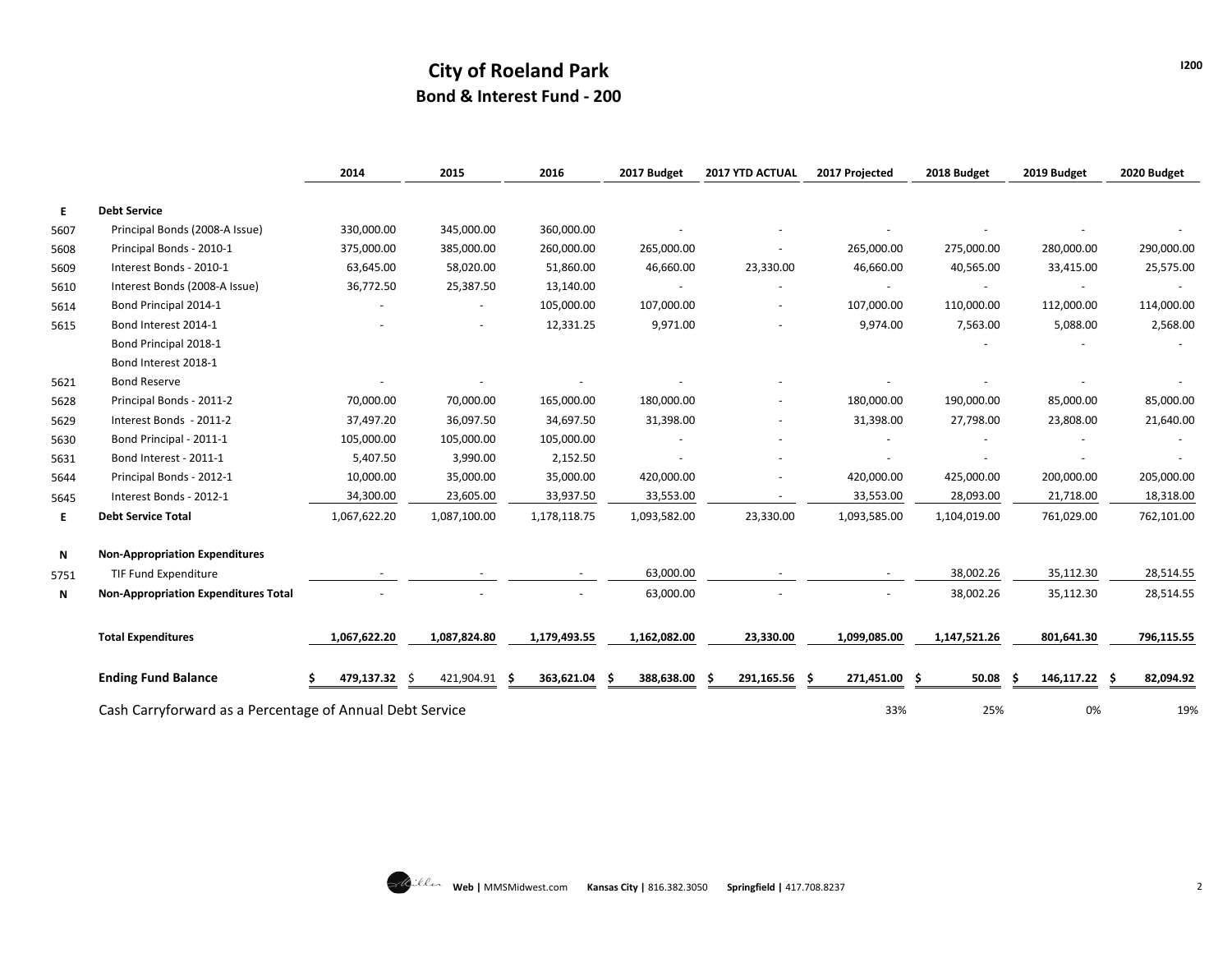# City of Roeland Park

## Bond & Interest Fund - 200

| | | 2014 | 2015 | 2016 | 2017 Budget | 2017 YTD ACTUAL | 2017 Projected | 2018 Budget | 2019 Budget | 2020 Budget |
|---|---|---|---|---|---|---|---|---|---|---|
| E | **Debt Service** | | | | | | | | | |
| 5607 | Principal Bonds (2008-A Issue) | 330,000.00 | 345,000.00 | 360,000.00 | - | - | - | - | - | - |
| 5608 | Principal Bonds - 2010-1 | 375,000.00 | 385,000.00 | 260,000.00 | 265,000.00 | - | 265,000.00 | 275,000.00 | 280,000.00 | 290,000.00 |
| 5609 | Interest Bonds - 2010-1 | 63,645.00 | 58,020.00 | 51,860.00 | 46,660.00 | 23,330.00 | 46,660.00 | 40,565.00 | 33,415.00 | 25,575.00 |
| 5610 | Interest Bonds (2008-A Issue) | 36,772.50 | 25,387.50 | 13,140.00 | - | - | - | - | - | - |
| 5614 | Bond Principal 2014-1 | - | - | 105,000.00 | 107,000.00 | - | 107,000.00 | 110,000.00 | 112,000.00 | 114,000.00 |
| 5615 | Bond Interest 2014-1 | - | - | 12,331.25 | 9,971.00 | - | 9,974.00 | 7,563.00 | 5,088.00 | 2,568.00 |
| | Bond Principal 2018-1 | | | | | | | - | - | - |
| | Bond Interest 2018-1 | | | | | | | | | |
| 5621 | Bond Reserve | - | - | - | - | - | - | - | - | - |
| 5628 | Principal Bonds - 2011-2 | 70,000.00 | 70,000.00 | 165,000.00 | 180,000.00 | - | 180,000.00 | 190,000.00 | 85,000.00 | 85,000.00 |
| 5629 | Interest Bonds - 2011-2 | 37,497.20 | 36,097.50 | 34,697.50 | 31,398.00 | - | 31,398.00 | 27,798.00 | 23,808.00 | 21,640.00 |
| 5630 | Bond Principal - 2011-1 | 105,000.00 | 105,000.00 | 105,000.00 | - | - | - | - | - | - |
| 5631 | Bond Interest - 2011-1 | 5,407.50 | 3,990.00 | 2,152.50 | - | - | - | - | - | - |
| 5644 | Principal Bonds - 2012-1 | 10,000.00 | 35,000.00 | 35,000.00 | 420,000.00 | - | 420,000.00 | 425,000.00 | 200,000.00 | 205,000.00 |
| 5645 | Interest Bonds - 2012-1 | 34,300.00 | 23,605.00 | 33,937.50 | 33,553.00 | - | 33,553.00 | 28,093.00 | 21,718.00 | 18,318.00 |
| E | **Debt Service Total** | 1,067,622.20 | 1,087,100.00 | 1,178,118.75 | 1,093,582.00 | 23,330.00 | 1,093,585.00 | 1,104,019.00 | 761,029.00 | 762,101.00 |
| N | **Non-Appropriation Expenditures** | | | | | | | | | |
| 5751 | TIF Fund Expenditure | - | - | - | 63,000.00 | - | - | 38,002.26 | 35,112.30 | 28,514.55 |
| N | **Non-Appropriation Expenditures Total** | - | - | - | 63,000.00 | - | - | 38,002.26 | 35,112.30 | 28,514.55 |
| | **Total Expenditures** | **1,067,622.20** | **1,087,824.80** | **1,179,493.55** | **1,162,082.00** | **23,330.00** | **1,099,085.00** | **1,147,521.26** | **801,641.30** | **796,115.55** |
| | **Ending Fund Balance** | **$ 479,137.32** | $ 421,904.91 | **$ 363,621.04** | **$ 388,638.00** | **$ 291,165.56** | **$ 271,451.00** | **$ 50.08** | **$ 146,117.22** | **$ 82,094.92** |
| | Cash Carryforward as a Percentage of Annual Debt Service | | | | | | 33% | 25% | 0% | 19% |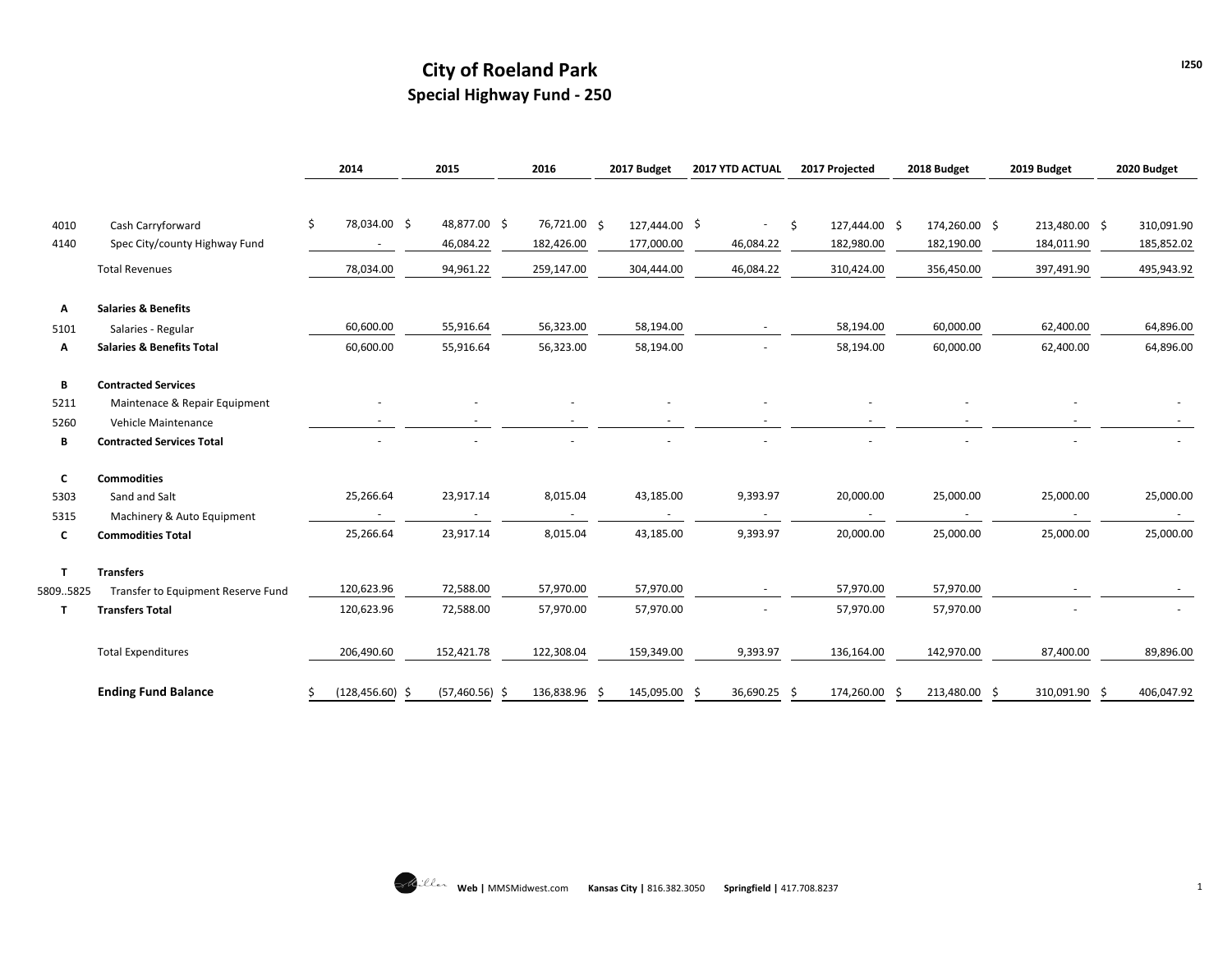# City of Roeland Park

## Special Highway Fund - 250

| | | 2014 | 2015 | 2016 | 2017 Budget | 2017 YTD ACTUAL | 2017 Projected | 2018 Budget | 2019 Budget | 2020 Budget |
|---|---|---|---|---|---|---|---|---|---|---|
| 4010 | Cash Carryforward | $ 78,034.00 | $ 48,877.00 | $ 76,721.00 | $ 127,444.00 | $ - | $ 127,444.00 | $ 174,260.00 | $ 213,480.00 | $ 310,091.90 |
| 4140 | Spec City/county Highway Fund | - | 46,084.22 | 182,426.00 | 177,000.00 | 46,084.22 | 182,980.00 | 182,190.00 | 184,011.90 | 185,852.02 |
| | Total Revenues | 78,034.00 | 94,961.22 | 259,147.00 | 304,444.00 | 46,084.22 | 310,424.00 | 356,450.00 | 397,491.90 | 495,943.92 |
| **A** | **Salaries & Benefits** | | | | | | | | | |
| 5101 | Salaries - Regular | 60,600.00 | 55,916.64 | 56,323.00 | 58,194.00 | - | 58,194.00 | 60,000.00 | 62,400.00 | 64,896.00 |
| **A** | **Salaries & Benefits Total** | 60,600.00 | 55,916.64 | 56,323.00 | 58,194.00 | - | 58,194.00 | 60,000.00 | 62,400.00 | 64,896.00 |
| **B** | **Contracted Services** | | | | | | | | | |
| 5211 | Maintenace & Repair Equipment | - | - | - | - | - | - | - | - | - |
| 5260 | Vehicle Maintenance | - | - | - | - | - | - | - | - | - |
| **B** | **Contracted Services Total** | - | - | - | - | - | - | - | - | - |
| **C** | **Commodities** | | | | | | | | | |
| 5303 | Sand and Salt | 25,266.64 | 23,917.14 | 8,015.04 | 43,185.00 | 9,393.97 | 20,000.00 | 25,000.00 | 25,000.00 | 25,000.00 |
| 5315 | Machinery & Auto Equipment | - | - | - | - | - | - | - | - | - |
| **C** | **Commodities Total** | 25,266.64 | 23,917.14 | 8,015.04 | 43,185.00 | 9,393.97 | 20,000.00 | 25,000.00 | 25,000.00 | 25,000.00 |
| **T** | **Transfers** | | | | | | | | | |
| 5809..5825 | Transfer to Equipment Reserve Fund | 120,623.96 | 72,588.00 | 57,970.00 | 57,970.00 | - | 57,970.00 | 57,970.00 | - | - |
| **T** | **Transfers Total** | 120,623.96 | 72,588.00 | 57,970.00 | 57,970.00 | - | 57,970.00 | 57,970.00 | - | - |
| | Total Expenditures | 206,490.60 | 152,421.78 | 122,308.04 | 159,349.00 | 9,393.97 | 136,164.00 | 142,970.00 | 87,400.00 | 89,896.00 |
| | **Ending Fund Balance** | $ (128,456.60) | $ (57,460.56) | $ 136,838.96 | $ 145,095.00 | $ 36,690.25 | $ 174,260.00 | $ 213,480.00 | $ 310,091.90 | $ 406,047.92 |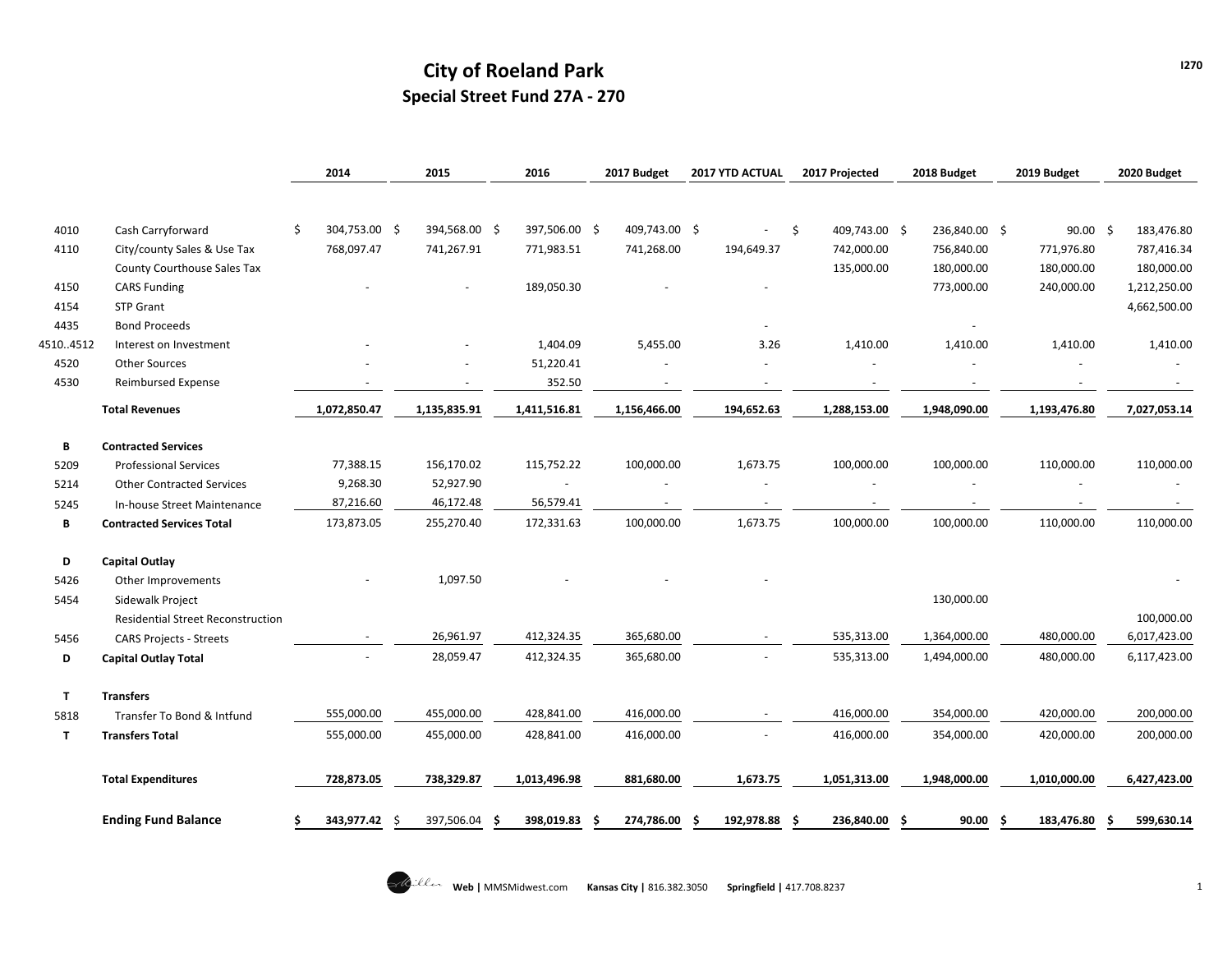# City of Roeland Park

## Special Street Fund 27A - 270

| | | 2014 | 2015 | 2016 | 2017 Budget | 2017 YTD ACTUAL | 2017 Projected | 2018 Budget | 2019 Budget | 2020 Budget |
|---|---|---|---|---|---|---|---|---|---|---|
| 4010 | Cash Carryforward | $ 304,753.00 | $ 394,568.00 | $ 397,506.00 | $ 409,743.00 | $ - | $ 409,743.00 | $ 236,840.00 | $ 90.00 | $ 183,476.80 |
| 4110 | City/county Sales & Use Tax | 768,097.47 | 741,267.91 | 771,983.51 | 741,268.00 | 194,649.37 | 742,000.00 | 756,840.00 | 771,976.80 | 787,416.34 |
| | County Courthouse Sales Tax | | | | | | 135,000.00 | 180,000.00 | 180,000.00 | 180,000.00 |
| 4150 | CARS Funding | - | - | 189,050.30 | - | - | | 773,000.00 | 240,000.00 | 1,212,250.00 |
| 4154 | STP Grant | | | | | | | | | 4,662,500.00 |
| 4435 | Bond Proceeds | | | | | - | | - | | |
| 4510..4512 | Interest on Investment | - | - | 1,404.09 | 5,455.00 | 3.26 | 1,410.00 | 1,410.00 | 1,410.00 | 1,410.00 |
| 4520 | Other Sources | - | - | 51,220.41 | - | - | - | - | - | - |
| 4530 | Reimbursed Expense | - | - | 352.50 | - | - | - | - | - | - |
| | **Total Revenues** | **1,072,850.47** | **1,135,835.91** | **1,411,516.81** | **1,156,466.00** | **194,652.63** | **1,288,153.00** | **1,948,090.00** | **1,193,476.80** | **7,027,053.14** |
| **B** | **Contracted Services** | | | | | | | | | |
| 5209 | Professional Services | 77,388.15 | 156,170.02 | 115,752.22 | 100,000.00 | 1,673.75 | 100,000.00 | 100,000.00 | 110,000.00 | 110,000.00 |
| 5214 | Other Contracted Services | 9,268.30 | 52,927.90 | - | - | - | - | - | - | - |
| 5245 | In-house Street Maintenance | 87,216.60 | 46,172.48 | 56,579.41 | - | - | - | - | - | - |
| **B** | **Contracted Services Total** | 173,873.05 | 255,270.40 | 172,331.63 | 100,000.00 | 1,673.75 | 100,000.00 | 100,000.00 | 110,000.00 | 110,000.00 |
| **D** | **Capital Outlay** | | | | | | | | | |
| 5426 | Other Improvements | - | 1,097.50 | - | - | - | | | | - |
| 5454 | Sidewalk Project | | | | | | | 130,000.00 | | |
| | Residential Street Reconstruction | | | | | | | | | 100,000.00 |
| 5456 | CARS Projects - Streets | - | 26,961.97 | 412,324.35 | 365,680.00 | - | 535,313.00 | 1,364,000.00 | 480,000.00 | 6,017,423.00 |
| **D** | **Capital Outlay Total** | - | 28,059.47 | 412,324.35 | 365,680.00 | - | 535,313.00 | 1,494,000.00 | 480,000.00 | 6,117,423.00 |
| **T** | **Transfers** | | | | | | | | | |
| 5818 | Transfer To Bond & Intfund | 555,000.00 | 455,000.00 | 428,841.00 | 416,000.00 | - | 416,000.00 | 354,000.00 | 420,000.00 | 200,000.00 |
| **T** | **Transfers Total** | 555,000.00 | 455,000.00 | 428,841.00 | 416,000.00 | - | 416,000.00 | 354,000.00 | 420,000.00 | 200,000.00 |
| | **Total Expenditures** | **728,873.05** | **738,329.87** | **1,013,496.98** | **881,680.00** | **1,673.75** | **1,051,313.00** | **1,948,000.00** | **1,010,000.00** | **6,427,423.00** |
| | **Ending Fund Balance** | **$ 343,977.42** | **$ 397,506.04** | **$ 398,019.83** | **$ 274,786.00** | **$ 192,978.88** | **$ 236,840.00** | **$ 90.00** | **$ 183,476.80** | **$ 599,630.14** |

Web | MMSMidwest.com Kansas City | 816.382.3050 Springfield | 417.708.8237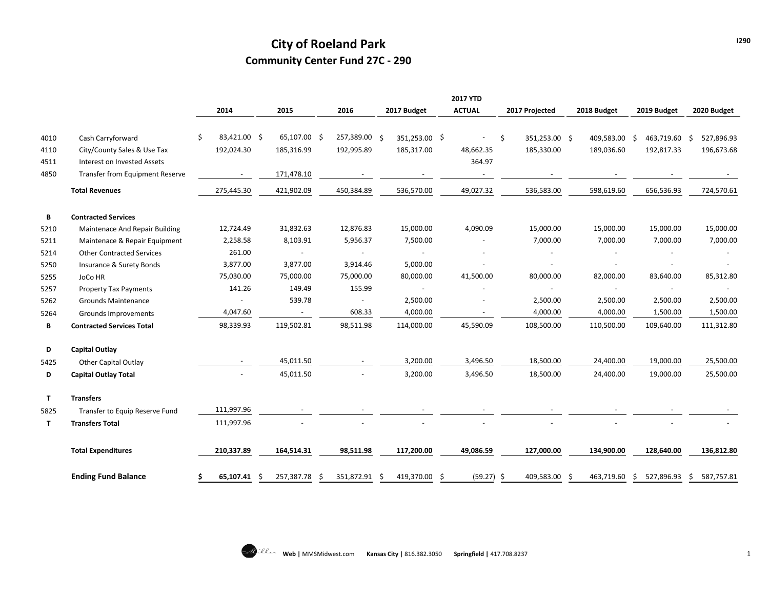# City of Roeland Park

## Community Center Fund 27C - 290

| | | 2014 | 2015 | 2016 | 2017 Budget | 2017 YTD ACTUAL | 2017 Projected | 2018 Budget | 2019 Budget | 2020 Budget |
|---|---|---|---|---|---|---|---|---|---|---|
| 4010 | Cash Carryforward | $ 83,421.00 | $ 65,107.00 | $ 257,389.00 | $ 351,253.00 | $ - | $ 351,253.00 | $ 409,583.00 | $ 463,719.60 | $ 527,896.93 |
| 4110 | City/County Sales & Use Tax | 192,024.30 | 185,316.99 | 192,995.89 | 185,317.00 | 48,662.35 | 185,330.00 | 189,036.60 | 192,817.33 | 196,673.68 |
| 4511 | Interest on Invested Assets | | | | | 364.97 | | | | |
| 4850 | Transfer from Equipment Reserve | - | 171,478.10 | - | - | - | - | - | - | - |
| | **Total Revenues** | 275,445.30 | 421,902.09 | 450,384.89 | 536,570.00 | 49,027.32 | 536,583.00 | 598,619.60 | 656,536.93 | 724,570.61 |
| **B** | **Contracted Services** | | | | | | | | | |
| 5210 | Maintenace And Repair Building | 12,724.49 | 31,832.63 | 12,876.83 | 15,000.00 | 4,090.09 | 15,000.00 | 15,000.00 | 15,000.00 | 15,000.00 |
| 5211 | Maintenace & Repair Equipment | 2,258.58 | 8,103.91 | 5,956.37 | 7,500.00 | - | 7,000.00 | 7,000.00 | 7,000.00 | 7,000.00 |
| 5214 | Other Contracted Services | 261.00 | - | - | - | - | - | - | - | - |
| 5250 | Insurance & Surety Bonds | 3,877.00 | 3,877.00 | 3,914.46 | 5,000.00 | - | - | - | - | - |
| 5255 | JoCo HR | 75,030.00 | 75,000.00 | 75,000.00 | 80,000.00 | 41,500.00 | 80,000.00 | 82,000.00 | 83,640.00 | 85,312.80 |
| 5257 | Property Tax Payments | 141.26 | 149.49 | 155.99 | - | - | - | - | - | - |
| 5262 | Grounds Maintenance | - | 539.78 | - | 2,500.00 | - | 2,500.00 | 2,500.00 | 2,500.00 | 2,500.00 |
| 5264 | Grounds Improvements | 4,047.60 | - | 608.33 | 4,000.00 | - | 4,000.00 | 4,000.00 | 1,500.00 | 1,500.00 |
| **B** | **Contracted Services Total** | 98,339.93 | 119,502.81 | 98,511.98 | 114,000.00 | 45,590.09 | 108,500.00 | 110,500.00 | 109,640.00 | 111,312.80 |
| **D** | **Capital Outlay** | | | | | | | | | |
| 5425 | Other Capital Outlay | - | 45,011.50 | - | 3,200.00 | 3,496.50 | 18,500.00 | 24,400.00 | 19,000.00 | 25,500.00 |
| **D** | **Capital Outlay Total** | - | 45,011.50 | - | 3,200.00 | 3,496.50 | 18,500.00 | 24,400.00 | 19,000.00 | 25,500.00 |
| **T** | **Transfers** | | | | | | | | | |
| 5825 | Transfer to Equip Reserve Fund | 111,997.96 | - | - | - | - | - | - | - | - |
| **T** | **Transfers Total** | 111,997.96 | - | - | - | - | - | - | - | - |
| | **Total Expenditures** | **210,337.89** | **164,514.31** | **98,511.98** | **117,200.00** | **49,086.59** | **127,000.00** | **134,900.00** | **128,640.00** | **136,812.80** |
| | **Ending Fund Balance** | **$ 65,107.41** | $ 257,387.78 | $ 351,872.91 | $ 419,370.00 | $ (59.27) | $ 409,583.00 | $ 463,719.60 | $ 527,896.93 | $ 587,757.81 |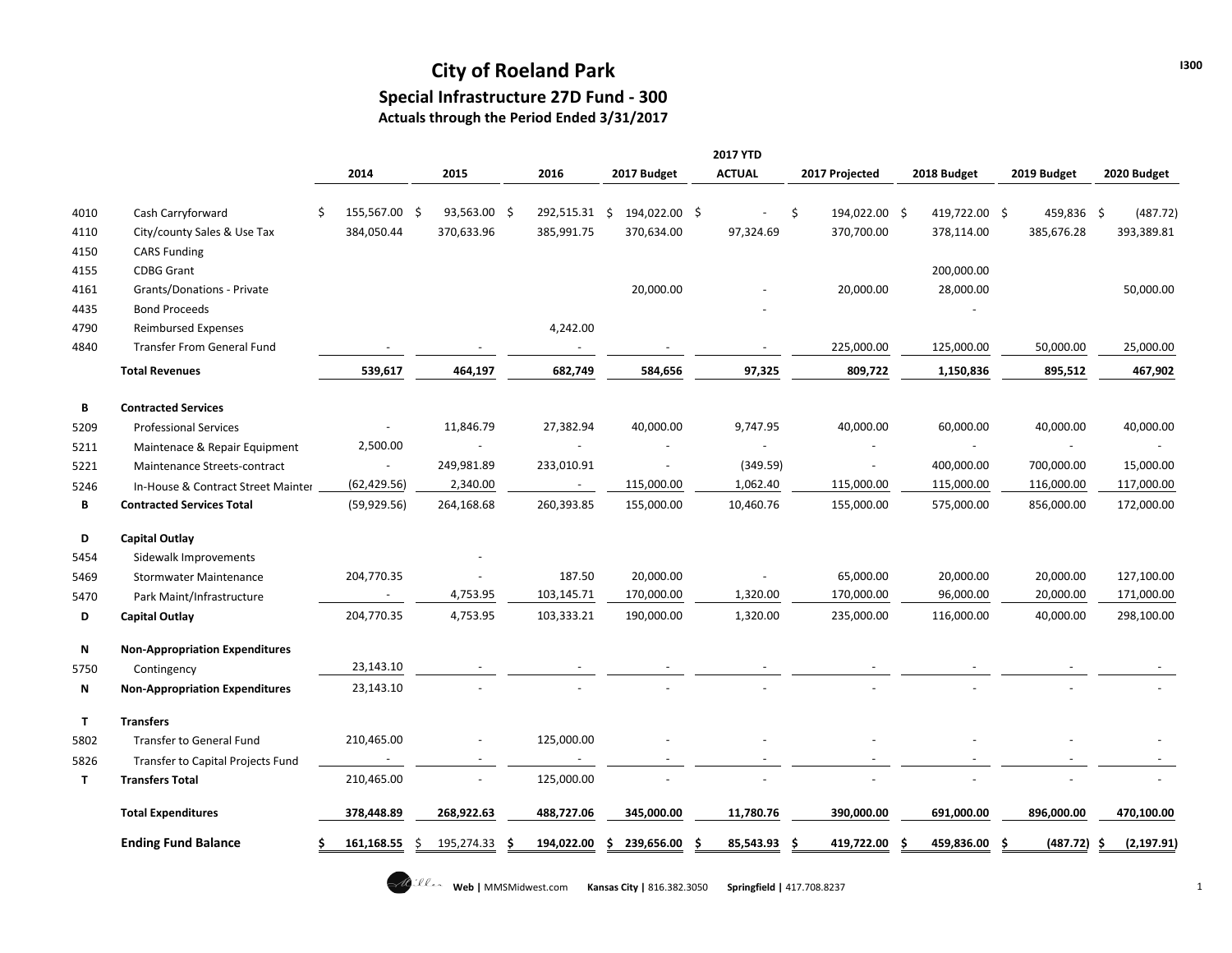# City of Roeland Park

## Special Infrastructure 27D Fund - 300

### Actuals through the Period Ended 3/31/2017

| | | 2014 | 2015 | 2016 | 2017 Budget | 2017 YTD ACTUAL | 2017 Projected | 2018 Budget | 2019 Budget | 2020 Budget |
|---|---|---|---|---|---|---|---|---|---|---|
| 4010 | Cash Carryforward | $ 155,567.00 | $ 93,563.00 | $ 292,515.31 | $ 194,022.00 | $ - | $ 194,022.00 | $ 419,722.00 | $ 459,836 | $ (487.72) |
| 4110 | City/county Sales & Use Tax | 384,050.44 | 370,633.96 | 385,991.75 | 370,634.00 | 97,324.69 | 370,700.00 | 378,114.00 | 385,676.28 | 393,389.81 |
| 4150 | CARS Funding | | | | | | | | | |
| 4155 | CDBG Grant | | | | | | | 200,000.00 | | |
| 4161 | Grants/Donations - Private | | | | 20,000.00 | - | 20,000.00 | 28,000.00 | | 50,000.00 |
| 4435 | Bond Proceeds | | | | | - | | - | | |
| 4790 | Reimbursed Expenses | | | 4,242.00 | | | | | | |
| 4840 | Transfer From General Fund | - | - | - | - | - | 225,000.00 | 125,000.00 | 50,000.00 | 25,000.00 |
| | **Total Revenues** | **539,617** | **464,197** | **682,749** | **584,656** | **97,325** | **809,722** | **1,150,836** | **895,512** | **467,902** |
| **B** | **Contracted Services** | | | | | | | | | |
| 5209 | Professional Services | - | 11,846.79 | 27,382.94 | 40,000.00 | 9,747.95 | 40,000.00 | 60,000.00 | 40,000.00 | 40,000.00 |
| 5211 | Maintenace & Repair Equipment | 2,500.00 | - | - | - | - | - | - | - | - |
| 5221 | Maintenance Streets-contract | - | 249,981.89 | 233,010.91 | - | (349.59) | - | 400,000.00 | 700,000.00 | 15,000.00 |
| 5246 | In-House & Contract Street Mainter | (62,429.56) | 2,340.00 | - | 115,000.00 | 1,062.40 | 115,000.00 | 115,000.00 | 116,000.00 | 117,000.00 |
| **B** | **Contracted Services Total** | (59,929.56) | 264,168.68 | 260,393.85 | 155,000.00 | 10,460.76 | 155,000.00 | 575,000.00 | 856,000.00 | 172,000.00 |
| **D** | **Capital Outlay** | | | | | | | | | |
| 5454 | Sidewalk Improvements | | - | | | | | | | |
| 5469 | Stormwater Maintenance | 204,770.35 | - | 187.50 | 20,000.00 | - | 65,000.00 | 20,000.00 | 20,000.00 | 127,100.00 |
| 5470 | Park Maint/Infrastructure | - | 4,753.95 | 103,145.71 | 170,000.00 | 1,320.00 | 170,000.00 | 96,000.00 | 20,000.00 | 171,000.00 |
| **D** | **Capital Outlay** | 204,770.35 | 4,753.95 | 103,333.21 | 190,000.00 | 1,320.00 | 235,000.00 | 116,000.00 | 40,000.00 | 298,100.00 |
| **N** | **Non-Appropriation Expenditures** | | | | | | | | | |
| 5750 | Contingency | 23,143.10 | - | - | - | - | - | - | - | - |
| **N** | **Non-Appropriation Expenditures** | 23,143.10 | - | - | - | - | - | - | - | - |
| **T** | **Transfers** | | | | | | | | | |
| 5802 | Transfer to General Fund | 210,465.00 | - | 125,000.00 | - | - | - | - | - | - |
| 5826 | Transfer to Capital Projects Fund | - | - | - | - | - | - | - | - | - |
| **T** | **Transfers Total** | 210,465.00 | - | 125,000.00 | - | - | - | - | - | - |
| | **Total Expenditures** | **378,448.89** | **268,922.63** | **488,727.06** | **345,000.00** | **11,780.76** | **390,000.00** | **691,000.00** | **896,000.00** | **470,100.00** |
| | **Ending Fund Balance** | **$ 161,168.55** | **$ 195,274.33** | **$ 194,022.00** | **$ 239,656.00** | **$ 85,543.93** | **$ 419,722.00** | **$ 459,836.00** | **$ (487.72)** | **$ (2,197.91)** |

Web | MMSMidwest.com Kansas City | 816.382.3050 Springfield | 417.708.8237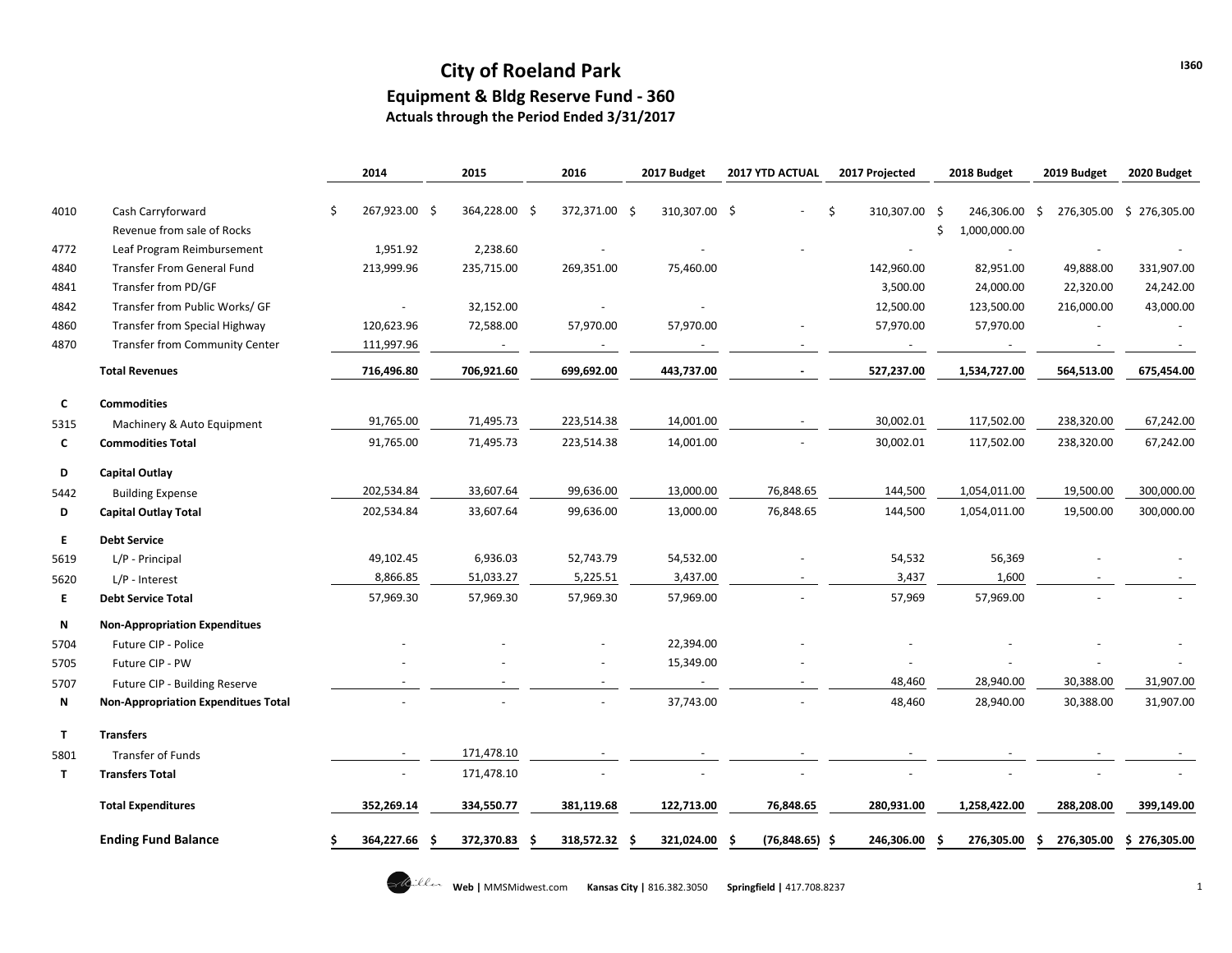# City of Roeland Park

## Equipment & Bldg Reserve Fund - 360

### Actuals through the Period Ended 3/31/2017

| | | 2014 | 2015 | 2016 | 2017 Budget | 2017 YTD ACTUAL | 2017 Projected | 2018 Budget | 2019 Budget | 2020 Budget |
|---|---|---|---|---|---|---|---|---|---|---|
| 4010 | Cash Carryforward | $ 267,923.00 | $ 364,228.00 | $ 372,371.00 | $ 310,307.00 | $ - | $ 310,307.00 | $ 246,306.00 | $ 276,305.00 | $ 276,305.00 |
| | Revenue from sale of Rocks | | | | | | | $ 1,000,000.00 | | |
| 4772 | Leaf Program Reimbursement | 1,951.92 | 2,238.60 | - | - | - | - | - | - | - |
| 4840 | Transfer From General Fund | 213,999.96 | 235,715.00 | 269,351.00 | 75,460.00 | | 142,960.00 | 82,951.00 | 49,888.00 | 331,907.00 |
| 4841 | Transfer from PD/GF | | | | | | 3,500.00 | 24,000.00 | 22,320.00 | 24,242.00 |
| 4842 | Transfer from Public Works/ GF | - | 32,152.00 | - | - | | 12,500.00 | 123,500.00 | 216,000.00 | 43,000.00 |
| 4860 | Transfer from Special Highway | 120,623.96 | 72,588.00 | 57,970.00 | 57,970.00 | - | 57,970.00 | 57,970.00 | - | - |
| 4870 | Transfer from Community Center | 111,997.96 | - | - | - | - | - | - | - | - |
| | **Total Revenues** | **716,496.80** | **706,921.60** | **699,692.00** | **443,737.00** | **-** | **527,237.00** | **1,534,727.00** | **564,513.00** | **675,454.00** |
| **C** | **Commodities** | | | | | | | | | |
| 5315 | Machinery & Auto Equipment | 91,765.00 | 71,495.73 | 223,514.38 | 14,001.00 | - | 30,002.01 | 117,502.00 | 238,320.00 | 67,242.00 |
| **C** | **Commodities Total** | 91,765.00 | 71,495.73 | 223,514.38 | 14,001.00 | - | 30,002.01 | 117,502.00 | 238,320.00 | 67,242.00 |
| **D** | **Capital Outlay** | | | | | | | | | |
| 5442 | Building Expense | 202,534.84 | 33,607.64 | 99,636.00 | 13,000.00 | 76,848.65 | 144,500 | 1,054,011.00 | 19,500.00 | 300,000.00 |
| **D** | **Capital Outlay Total** | 202,534.84 | 33,607.64 | 99,636.00 | 13,000.00 | 76,848.65 | 144,500 | 1,054,011.00 | 19,500.00 | 300,000.00 |
| **E** | **Debt Service** | | | | | | | | | |
| 5619 | L/P - Principal | 49,102.45 | 6,936.03 | 52,743.79 | 54,532.00 | - | 54,532 | 56,369 | - | - |
| 5620 | L/P - Interest | 8,866.85 | 51,033.27 | 5,225.51 | 3,437.00 | - | 3,437 | 1,600 | - | - |
| **E** | **Debt Service Total** | 57,969.30 | 57,969.30 | 57,969.30 | 57,969.00 | - | 57,969 | 57,969.00 | - | - |
| **N** | **Non-Appropriation Expenditues** | | | | | | | | | |
| 5704 | Future CIP - Police | - | - | - | 22,394.00 | - | - | - | - | - |
| 5705 | Future CIP - PW | - | - | - | 15,349.00 | - | - | - | - | - |
| 5707 | Future CIP - Building Reserve | - | - | - | - | - | 48,460 | 28,940.00 | 30,388.00 | 31,907.00 |
| **N** | **Non-Appropriation Expenditues Total** | - | - | - | 37,743.00 | - | 48,460 | 28,940.00 | 30,388.00 | 31,907.00 |
| **T** | **Transfers** | | | | | | | | | |
| 5801 | Transfer of Funds | - | 171,478.10 | - | - | - | - | - | - | - |
| **T** | **Transfers Total** | - | 171,478.10 | - | - | - | - | - | - | - |
| | **Total Expenditures** | **352,269.14** | **334,550.77** | **381,119.68** | **122,713.00** | **76,848.65** | **280,931.00** | **1,258,422.00** | **288,208.00** | **399,149.00** |
| | **Ending Fund Balance** | **$ 364,227.66** | **$ 372,370.83** | **$ 318,572.32** | **$ 321,024.00** | **$ (76,848.65)** | **$ 246,306.00** | **$ 276,305.00** | **$ 276,305.00** | **$ 276,305.00** |

Web | MMSMidwest.com Kansas City | 816.382.3050 Springfield | 417.708.8237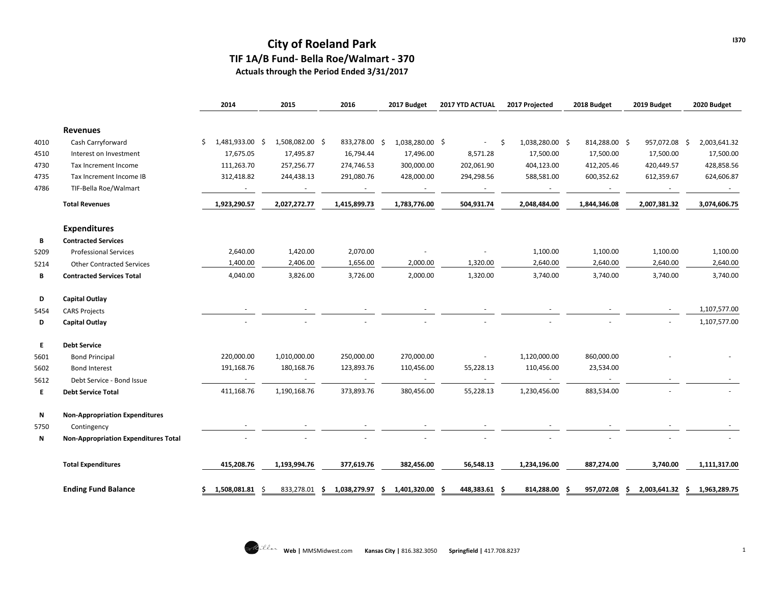# City of Roeland Park

## TIF 1A/B Fund- Bella Roe/Walmart - 370

### Actuals through the Period Ended 3/31/2017

| | | 2014 | 2015 | 2016 | 2017 Budget | 2017 YTD ACTUAL | 2017 Projected | 2018 Budget | 2019 Budget | 2020 Budget |
|---|---|---|---|---|---|---|---|---|---|---|
| | **Revenues** | | | | | | | | | |
| 4010 | Cash Carryforward | $ 1,481,933.00 | $ 1,508,082.00 | $ 833,278.00 | $ 1,038,280.00 | $ - | $ 1,038,280.00 | $ 814,288.00 | $ 957,072.08 | $ 2,003,641.32 |
| 4510 | Interest on Investment | 17,675.05 | 17,495.87 | 16,794.44 | 17,496.00 | 8,571.28 | 17,500.00 | 17,500.00 | 17,500.00 | 17,500.00 |
| 4730 | Tax Increment Income | 111,263.70 | 257,256.77 | 274,746.53 | 300,000.00 | 202,061.90 | 404,123.00 | 412,205.46 | 420,449.57 | 428,858.56 |
| 4735 | Tax Increment Income IB | 312,418.82 | 244,438.13 | 291,080.76 | 428,000.00 | 294,298.56 | 588,581.00 | 600,352.62 | 612,359.67 | 624,606.87 |
| 4786 | TIF-Bella Roe/Walmart | - | - | - | - | - | - | - | - | - |
| | **Total Revenues** | **1,923,290.57** | **2,027,272.77** | **1,415,899.73** | **1,783,776.00** | **504,931.74** | **2,048,484.00** | **1,844,346.08** | **2,007,381.32** | **3,074,606.75** |
| | **Expenditures** | | | | | | | | | |
| **B** | **Contracted Services** | | | | | | | | | |
| 5209 | Professional Services | 2,640.00 | 1,420.00 | 2,070.00 | - | - | 1,100.00 | 1,100.00 | 1,100.00 | 1,100.00 |
| 5214 | Other Contracted Services | 1,400.00 | 2,406.00 | 1,656.00 | 2,000.00 | 1,320.00 | 2,640.00 | 2,640.00 | 2,640.00 | 2,640.00 |
| **B** | **Contracted Services Total** | 4,040.00 | 3,826.00 | 3,726.00 | 2,000.00 | 1,320.00 | 3,740.00 | 3,740.00 | 3,740.00 | 3,740.00 |
| **D** | **Capital Outlay** | | | | | | | | | |
| 5454 | CARS Projects | - | - | - | - | - | - | - | - | 1,107,577.00 |
| **D** | **Capital Outlay** | - | - | - | - | - | - | - | - | 1,107,577.00 |
| **E** | **Debt Service** | | | | | | | | | |
| 5601 | Bond Principal | 220,000.00 | 1,010,000.00 | 250,000.00 | 270,000.00 | - | 1,120,000.00 | 860,000.00 | - | - |
| 5602 | Bond Interest | 191,168.76 | 180,168.76 | 123,893.76 | 110,456.00 | 55,228.13 | 110,456.00 | 23,534.00 | | |
| 5612 | Debt Service - Bond Issue | - | - | - | - | - | - | - | - | - |
| **E** | **Debt Service Total** | 411,168.76 | 1,190,168.76 | 373,893.76 | 380,456.00 | 55,228.13 | 1,230,456.00 | 883,534.00 | - | - |
| **N** | **Non-Appropriation Expenditures** | | | | | | | | | |
| 5750 | Contingency | - | - | - | - | - | - | - | - | - |
| **N** | **Non-Appropriation Expenditures Total** | - | - | - | - | - | - | - | - | - |
| | **Total Expenditures** | **415,208.76** | **1,193,994.76** | **377,619.76** | **382,456.00** | **56,548.13** | **1,234,196.00** | **887,274.00** | **3,740.00** | **1,111,317.00** |
| | **Ending Fund Balance** | **$ 1,508,081.81** | $ 833,278.01 | **$ 1,038,279.97** | **$ 1,401,320.00** | **$ 448,383.61** | **$ 814,288.00** | **$ 957,072.08** | **$ 2,003,641.32** | **$ 1,963,289.75** |

**Web** | MMSMidwest.com **Kansas City** | 816.382.3050 **Springfield** | 417.708.8237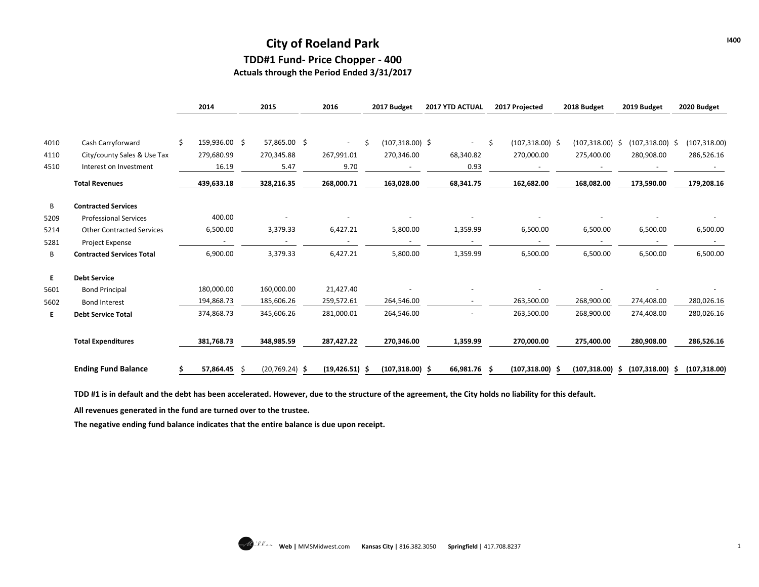# City of Roeland Park

## TDD#1 Fund- Price Chopper - 400

### Actuals through the Period Ended 3/31/2017

| | | 2014 | 2015 | 2016 | 2017 Budget | 2017 YTD ACTUAL | 2017 Projected | 2018 Budget | 2019 Budget | 2020 Budget |
|---|---|---|---|---|---|---|---|---|---|---|
| 4010 | Cash Carryforward | $ 159,936.00 | $ 57,865.00 | $ - | $ (107,318.00) | $ - | $ (107,318.00) | $ (107,318.00) | $ (107,318.00) | $ (107,318.00) |
| 4110 | City/county Sales & Use Tax | 279,680.99 | 270,345.88 | 267,991.01 | 270,346.00 | 68,340.82 | 270,000.00 | 275,400.00 | 280,908.00 | 286,526.16 |
| 4510 | Interest on Investment | 16.19 | 5.47 | 9.70 | - | 0.93 | - | - | - | - |
| | **Total Revenues** | **439,633.18** | **328,216.35** | **268,000.71** | **163,028.00** | **68,341.75** | **162,682.00** | **168,082.00** | **173,590.00** | **179,208.16** |
| B | **Contracted Services** | | | | | | | | | |
| 5209 | Professional Services | 400.00 | - | - | - | - | - | - | - | - |
| 5214 | Other Contracted Services | 6,500.00 | 3,379.33 | 6,427.21 | 5,800.00 | 1,359.99 | 6,500.00 | 6,500.00 | 6,500.00 | 6,500.00 |
| 5281 | Project Expense | - | - | - | - | - | - | - | - | - |
| B | **Contracted Services Total** | 6,900.00 | 3,379.33 | 6,427.21 | 5,800.00 | 1,359.99 | 6,500.00 | 6,500.00 | 6,500.00 | 6,500.00 |
| **E** | **Debt Service** | | | | | | | | | |
| 5601 | Bond Principal | 180,000.00 | 160,000.00 | 21,427.40 | - | - | - | - | - | - |
| 5602 | Bond Interest | 194,868.73 | 185,606.26 | 259,572.61 | 264,546.00 | - | 263,500.00 | 268,900.00 | 274,408.00 | 280,026.16 |
| **E** | **Debt Service Total** | 374,868.73 | 345,606.26 | 281,000.01 | 264,546.00 | - | 263,500.00 | 268,900.00 | 274,408.00 | 280,026.16 |
| | **Total Expenditures** | **381,768.73** | **348,985.59** | **287,427.22** | **270,346.00** | **1,359.99** | **270,000.00** | **275,400.00** | **280,908.00** | **286,526.16** |
| | **Ending Fund Balance** | **$ 57,864.45** | $ (20,769.24) | **$ (19,426.51)** | **$ (107,318.00)** | **$ 66,981.76** | **$ (107,318.00)** | **$ (107,318.00)** | **$ (107,318.00)** | **$ (107,318.00)** |

**TDD #1 is in default and the debt has been accelerated. However, due to the structure of the agreement, the City holds no liability for this default.**

**All revenues generated in the fund are turned over to the trustee.**

**The negative ending fund balance indicates that the entire balance is due upon receipt.**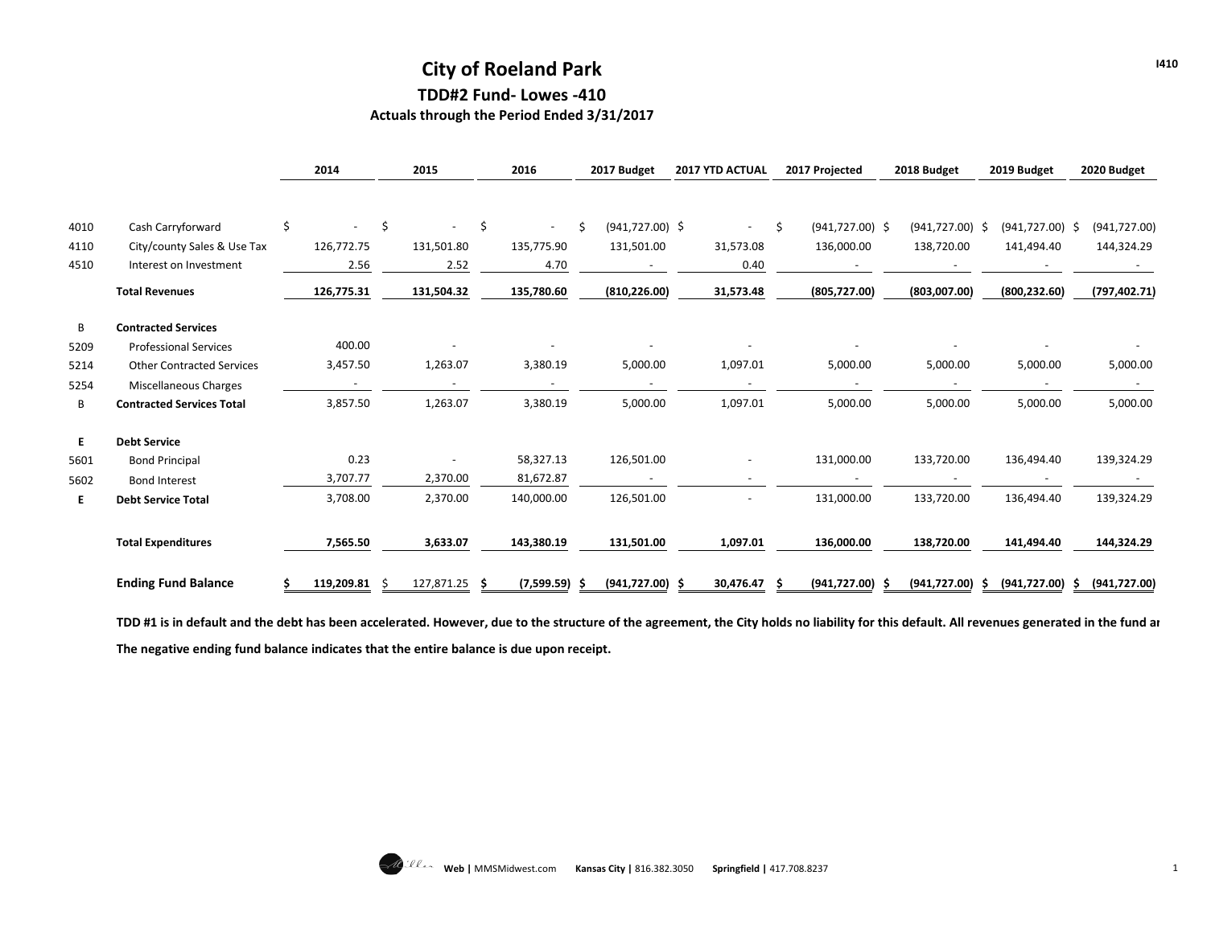# City of Roeland Park

## TDD#2 Fund- Lowes -410

### Actuals through the Period Ended 3/31/2017

| | | 2014 | 2015 | 2016 | 2017 Budget | 2017 YTD ACTUAL | 2017 Projected | 2018 Budget | 2019 Budget | 2020 Budget |
|---|---|---|---|---|---|---|---|---|---|---|
| 4010 | Cash Carryforward | $ - | $ - | $ - | $ (941,727.00) | $ - | $ (941,727.00) | $ (941,727.00) | $ (941,727.00) | $ (941,727.00) |
| 4110 | City/county Sales & Use Tax | 126,772.75 | 131,501.80 | 135,775.90 | 131,501.00 | 31,573.08 | 136,000.00 | 138,720.00 | 141,494.40 | 144,324.29 |
| 4510 | Interest on Investment | 2.56 | 2.52 | 4.70 | - | 0.40 | - | - | - | - |
| | **Total Revenues** | **126,775.31** | **131,504.32** | **135,780.60** | **(810,226.00)** | **31,573.48** | **(805,727.00)** | **(803,007.00)** | **(800,232.60)** | **(797,402.71)** |
| B | **Contracted Services** | | | | | | | | | |
| 5209 | Professional Services | 400.00 | - | - | - | - | - | - | - | - |
| 5214 | Other Contracted Services | 3,457.50 | 1,263.07 | 3,380.19 | 5,000.00 | 1,097.01 | 5,000.00 | 5,000.00 | 5,000.00 | 5,000.00 |
| 5254 | Miscellaneous Charges | - | - | - | - | - | - | - | - | - |
| B | **Contracted Services Total** | 3,857.50 | 1,263.07 | 3,380.19 | 5,000.00 | 1,097.01 | 5,000.00 | 5,000.00 | 5,000.00 | 5,000.00 |
| E | **Debt Service** | | | | | | | | | |
| 5601 | Bond Principal | 0.23 | - | 58,327.13 | 126,501.00 | - | 131,000.00 | 133,720.00 | 136,494.40 | 139,324.29 |
| 5602 | Bond Interest | 3,707.77 | 2,370.00 | 81,672.87 | - | - | - | - | - | - |
| E | **Debt Service Total** | 3,708.00 | 2,370.00 | 140,000.00 | 126,501.00 | - | 131,000.00 | 133,720.00 | 136,494.40 | 139,324.29 |
| | **Total Expenditures** | **7,565.50** | **3,633.07** | **143,380.19** | **131,501.00** | **1,097.01** | **136,000.00** | **138,720.00** | **141,494.40** | **144,324.29** |
| | **Ending Fund Balance** | **$ 119,209.81** | $ 127,871.25 | **$ (7,599.59)** | **$ (941,727.00)** | **$ 30,476.47** | **$ (941,727.00)** | **$ (941,727.00)** | **$ (941,727.00)** | **$ (941,727.00)** |

**TDD #1 is in default and the debt has been accelerated. However, due to the structure of the agreement, the City holds no liability for this default. All revenues generated in the fund ar**

**The negative ending fund balance indicates that the entire balance is due upon receipt.**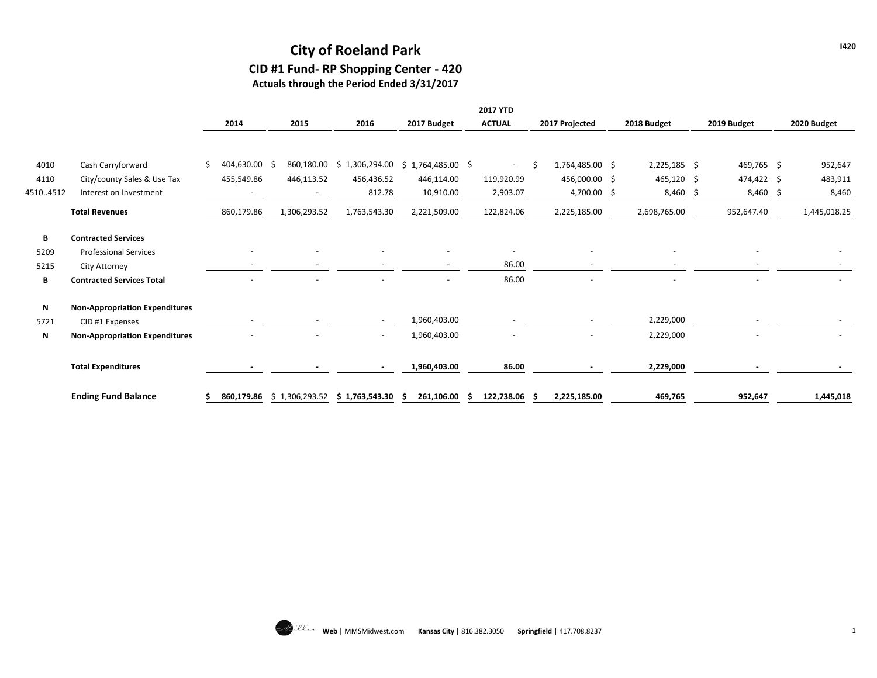# City of Roeland Park

## CID #1 Fund- RP Shopping Center - 420

### Actuals through the Period Ended 3/31/2017

| | | 2014 | 2015 | 2016 | 2017 Budget | 2017 YTD ACTUAL | 2017 Projected | 2018 Budget | 2019 Budget | 2020 Budget |
|---|---|---|---|---|---|---|---|---|---|---|
| 4010 | Cash Carryforward | $ 404,630.00 | $ 860,180.00 | $ 1,306,294.00 | $ 1,764,485.00 | $ - | $ 1,764,485.00 | $ 2,225,185 | $ 469,765 | $ 952,647 |
| 4110 | City/county Sales & Use Tax | 455,549.86 | 446,113.52 | 456,436.52 | 446,114.00 | 119,920.99 | 456,000.00 | $ 465,120 | $ 474,422 | $ 483,911 |
| 4510..4512 | Interest on Investment | - | - | 812.78 | 10,910.00 | 2,903.07 | 4,700.00 | $ 8,460 | $ 8,460 | $ 8,460 |
| | **Total Revenues** | 860,179.86 | 1,306,293.52 | 1,763,543.30 | 2,221,509.00 | 122,824.06 | 2,225,185.00 | 2,698,765.00 | 952,647.40 | 1,445,018.25 |
| **B** | **Contracted Services** | | | | | | | | | |
| 5209 | Professional Services | - | - | - | - | - | - | - | - | - |
| 5215 | City Attorney | - | - | - | - | 86.00 | - | - | - | - |
| **B** | **Contracted Services Total** | - | - | - | - | 86.00 | - | - | - | - |
| **N** | **Non-Appropriation Expenditures** | | | | | | | | | |
| 5721 | CID #1 Expenses | - | - | - | 1,960,403.00 | - | - | 2,229,000 | - | - |
| **N** | **Non-Appropriation Expenditures** | - | - | - | 1,960,403.00 | - | - | 2,229,000 | - | - |
| | **Total Expenditures** | **-** | **-** | **-** | **1,960,403.00** | **86.00** | **-** | **2,229,000** | **-** | **-** |
| | **Ending Fund Balance** | **$ 860,179.86** | **$ 1,306,293.52** | **$ 1,763,543.30** | **$ 261,106.00** | **$ 122,738.06** | **$ 2,225,185.00** | **469,765** | **952,647** | **1,445,018** |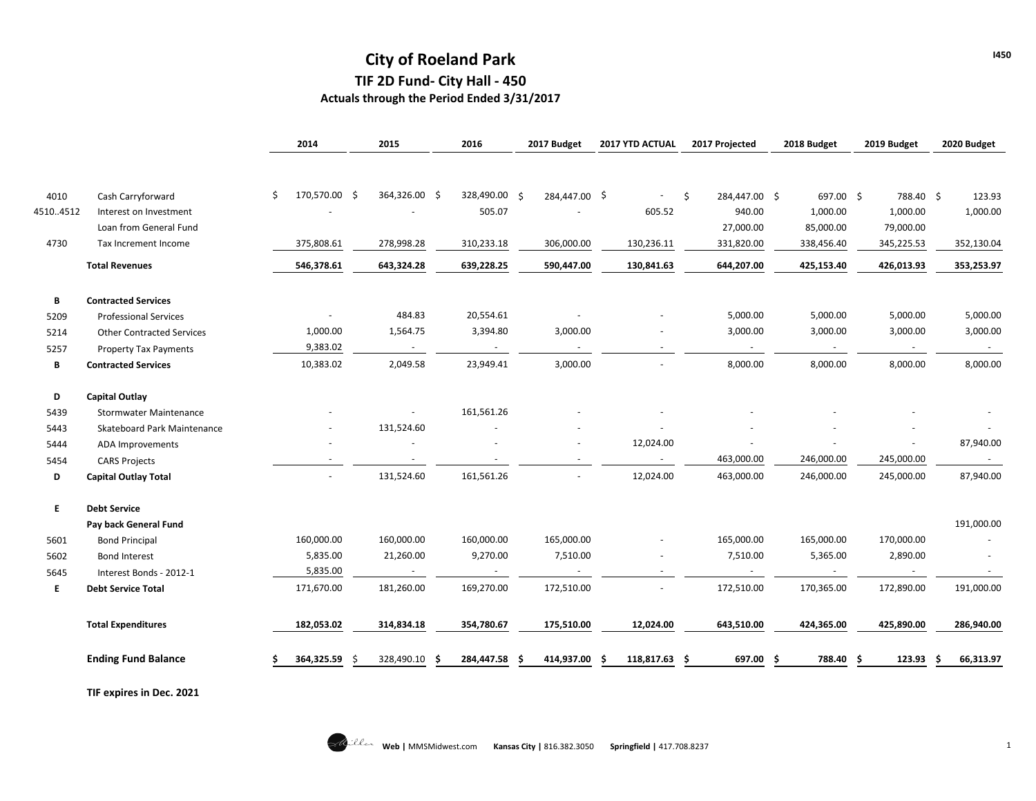# City of Roeland Park

## TIF 2D Fund- City Hall - 450

### Actuals through the Period Ended 3/31/2017

| | | 2014 | 2015 | 2016 | 2017 Budget | 2017 YTD ACTUAL | 2017 Projected | 2018 Budget | 2019 Budget | 2020 Budget |
|---|---|---|---|---|---|---|---|---|---|---|
| 4010 | Cash Carryforward | $ 170,570.00 | $ 364,326.00 | $ 328,490.00 | $ 284,447.00 | $ - | $ 284,447.00 | $ 697.00 | $ 788.40 | $ 123.93 |
| 4510..4512 | Interest on Investment | - | - | 505.07 | - | 605.52 | 940.00 | 1,000.00 | 1,000.00 | 1,000.00 |
| | Loan from General Fund | | | | | | 27,000.00 | 85,000.00 | 79,000.00 | |
| 4730 | Tax Increment Income | 375,808.61 | 278,998.28 | 310,233.18 | 306,000.00 | 130,236.11 | 331,820.00 | 338,456.40 | 345,225.53 | 352,130.04 |
| | **Total Revenues** | **546,378.61** | **643,324.28** | **639,228.25** | **590,447.00** | **130,841.63** | **644,207.00** | **425,153.40** | **426,013.93** | **353,253.97** |
| **B** | **Contracted Services** | | | | | | | | | |
| 5209 | Professional Services | - | 484.83 | 20,554.61 | - | - | 5,000.00 | 5,000.00 | 5,000.00 | 5,000.00 |
| 5214 | Other Contracted Services | 1,000.00 | 1,564.75 | 3,394.80 | 3,000.00 | - | 3,000.00 | 3,000.00 | 3,000.00 | 3,000.00 |
| 5257 | Property Tax Payments | 9,383.02 | - | - | - | - | - | - | - | - |
| **B** | **Contracted Services** | 10,383.02 | 2,049.58 | 23,949.41 | 3,000.00 | - | 8,000.00 | 8,000.00 | 8,000.00 | 8,000.00 |
| **D** | **Capital Outlay** | | | | | | | | | |
| 5439 | Stormwater Maintenance | - | - | 161,561.26 | - | - | - | - | - | - |
| 5443 | Skateboard Park Maintenance | - | 131,524.60 | - | - | - | - | - | - | - |
| 5444 | ADA Improvements | - | - | - | - | 12,024.00 | - | - | - | 87,940.00 |
| 5454 | CARS Projects | - | - | - | - | - | 463,000.00 | 246,000.00 | 245,000.00 | - |
| **D** | **Capital Outlay Total** | - | 131,524.60 | 161,561.26 | - | 12,024.00 | 463,000.00 | 246,000.00 | 245,000.00 | 87,940.00 |
| **E** | **Debt Service** | | | | | | | | | |
| | **Pay back General Fund** | | | | | | | | | 191,000.00 |
| 5601 | Bond Principal | 160,000.00 | 160,000.00 | 160,000.00 | 165,000.00 | - | 165,000.00 | 165,000.00 | 170,000.00 | - |
| 5602 | Bond Interest | 5,835.00 | 21,260.00 | 9,270.00 | 7,510.00 | - | 7,510.00 | 5,365.00 | 2,890.00 | - |
| 5645 | Interest Bonds - 2012-1 | 5,835.00 | - | - | - | - | - | - | - | - |
| **E** | **Debt Service Total** | 171,670.00 | 181,260.00 | 169,270.00 | 172,510.00 | - | 172,510.00 | 170,365.00 | 172,890.00 | 191,000.00 |
| | **Total Expenditures** | **182,053.02** | **314,834.18** | **354,780.67** | **175,510.00** | **12,024.00** | **643,510.00** | **424,365.00** | **425,890.00** | **286,940.00** |
| | **Ending Fund Balance** | **$ 364,325.59** | $ 328,490.10 | **$ 284,447.58** | **$ 414,937.00** | **$ 118,817.63** | **$ 697.00** | **$ 788.40** | **$ 123.93** | **$ 66,313.97** |

**TIF expires in Dec. 2021**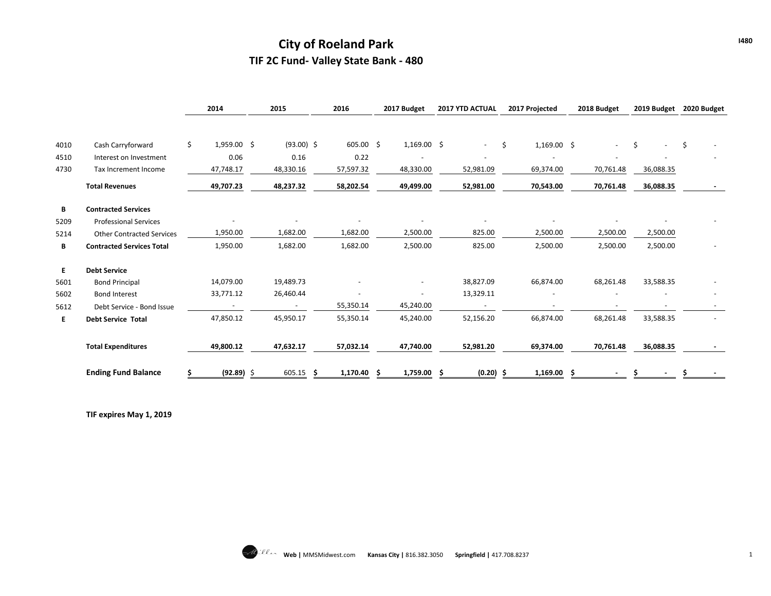# City of Roeland Park

## TIF 2C Fund- Valley State Bank - 480

| | | 2014 | 2015 | 2016 | 2017 Budget | 2017 YTD ACTUAL | 2017 Projected | 2018 Budget | 2019 Budget | 2020 Budget |
|---|---|---|---|---|---|---|---|---|---|---|
| 4010 | Cash Carryforward | $ 1,959.00 | $ (93.00) | $ 605.00 | $ 1,169.00 | $ - | $ 1,169.00 | $ - | $ - | $ - |
| 4510 | Interest on Investment | 0.06 | 0.16 | 0.22 | - | - | - | - | - | - |
| 4730 | Tax Increment Income | 47,748.17 | 48,330.16 | 57,597.32 | 48,330.00 | 52,981.09 | 69,374.00 | 70,761.48 | 36,088.35 | |
| | **Total Revenues** | **49,707.23** | **48,237.32** | **58,202.54** | **49,499.00** | **52,981.00** | **70,543.00** | **70,761.48** | **36,088.35** | **-** |
| **B** | **Contracted Services** | | | | | | | | | |
| 5209 | Professional Services | - | - | - | - | - | - | - | - | - |
| 5214 | Other Contracted Services | 1,950.00 | 1,682.00 | 1,682.00 | 2,500.00 | 825.00 | 2,500.00 | 2,500.00 | 2,500.00 | |
| **B** | **Contracted Services Total** | 1,950.00 | 1,682.00 | 1,682.00 | 2,500.00 | 825.00 | 2,500.00 | 2,500.00 | 2,500.00 | - |
| **E** | **Debt Service** | | | | | | | | | |
| 5601 | Bond Principal | 14,079.00 | 19,489.73 | - | - | 38,827.09 | 66,874.00 | 68,261.48 | 33,588.35 | - |
| 5602 | Bond Interest | 33,771.12 | 26,460.44 | - | - | 13,329.11 | - | - | - | - |
| 5612 | Debt Service - Bond Issue | - | - | 55,350.14 | 45,240.00 | - | - | - | - | - |
| **E** | **Debt Service Total** | 47,850.12 | 45,950.17 | 55,350.14 | 45,240.00 | 52,156.20 | 66,874.00 | 68,261.48 | 33,588.35 | - |
| | **Total Expenditures** | **49,800.12** | **47,632.17** | **57,032.14** | **47,740.00** | **52,981.20** | **69,374.00** | **70,761.48** | **36,088.35** | **-** |
| | **Ending Fund Balance** | **$ (92.89)** | $ 605.15 | **$ 1,170.40** | **$ 1,759.00** | **$ (0.20)** | **$ 1,169.00** | **$ -** | **$ -** | **$ -** |

**TIF expires May 1, 2019**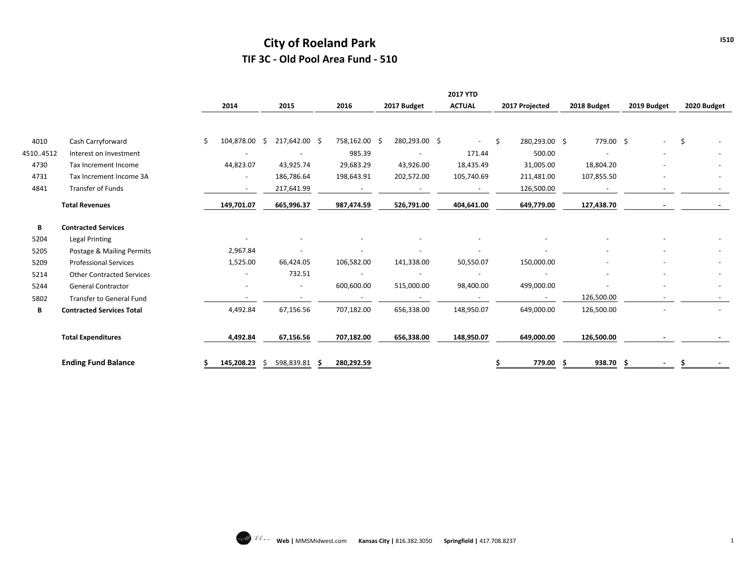# City of Roeland Park

## TIF 3C - Old Pool Area Fund - 510

| | | 2014 | 2015 | 2016 | 2017 Budget | 2017 YTD ACTUAL | 2017 Projected | 2018 Budget | 2019 Budget | 2020 Budget |
|---|---|---|---|---|---|---|---|---|---|---|
| 4010 | Cash Carryforward | $ 104,878.00 | $ 217,642.00 | $ 758,162.00 | $ 280,293.00 | $ - | $ 280,293.00 | $ 779.00 | $ - | $ - |
| 4510..4512 | Interest on Investment | - | - | 985.39 | - | 171.44 | 500.00 | - | - | - |
| 4730 | Tax Increment Income | 44,823.07 | 43,925.74 | 29,683.29 | 43,926.00 | 18,435.49 | 31,005.00 | 18,804.20 | - | - |
| 4731 | Tax Increment Income 3A | - | 186,786.64 | 198,643.91 | 202,572.00 | 105,740.69 | 211,481.00 | 107,855.50 | - | - |
| 4841 | Transfer of Funds | - | 217,641.99 | - | - | - | 126,500.00 | - | - | - |
| | **Total Revenues** | **149,701.07** | **665,996.37** | **987,474.59** | **526,791.00** | **404,641.00** | **649,779.00** | **127,438.70** | **-** | **-** |
| **B** | **Contracted Services** | | | | | | | | | |
| 5204 | Legal Printing | - | - | - | - | - | - | - | - | - |
| 5205 | Postage & Mailing Permits | 2,967.84 | - | - | - | - | - | - | - | - |
| 5209 | Professional Services | 1,525.00 | 66,424.05 | 106,582.00 | 141,338.00 | 50,550.07 | 150,000.00 | - | - | - |
| 5214 | Other Contracted Services | - | 732.51 | - | - | - | - | - | - | - |
| 5244 | General Contractor | - | - | 600,600.00 | 515,000.00 | 98,400.00 | 499,000.00 | - | - | - |
| 5802 | Transfer to General Fund | - | - | - | - | - | - | 126,500.00 | - | - |
| **B** | **Contracted Services Total** | 4,492.84 | 67,156.56 | 707,182.00 | 656,338.00 | 148,950.07 | 649,000.00 | 126,500.00 | - | - |
| | **Total Expenditures** | **4,492.84** | **67,156.56** | **707,182.00** | **656,338.00** | **148,950.07** | **649,000.00** | **126,500.00** | **-** | **-** |
| | **Ending Fund Balance** | **$ 145,208.23** | $ 598,839.81 | **$ 280,292.59** | | | **$ 779.00** | **$ 938.70** | **$ -** | **$ -** |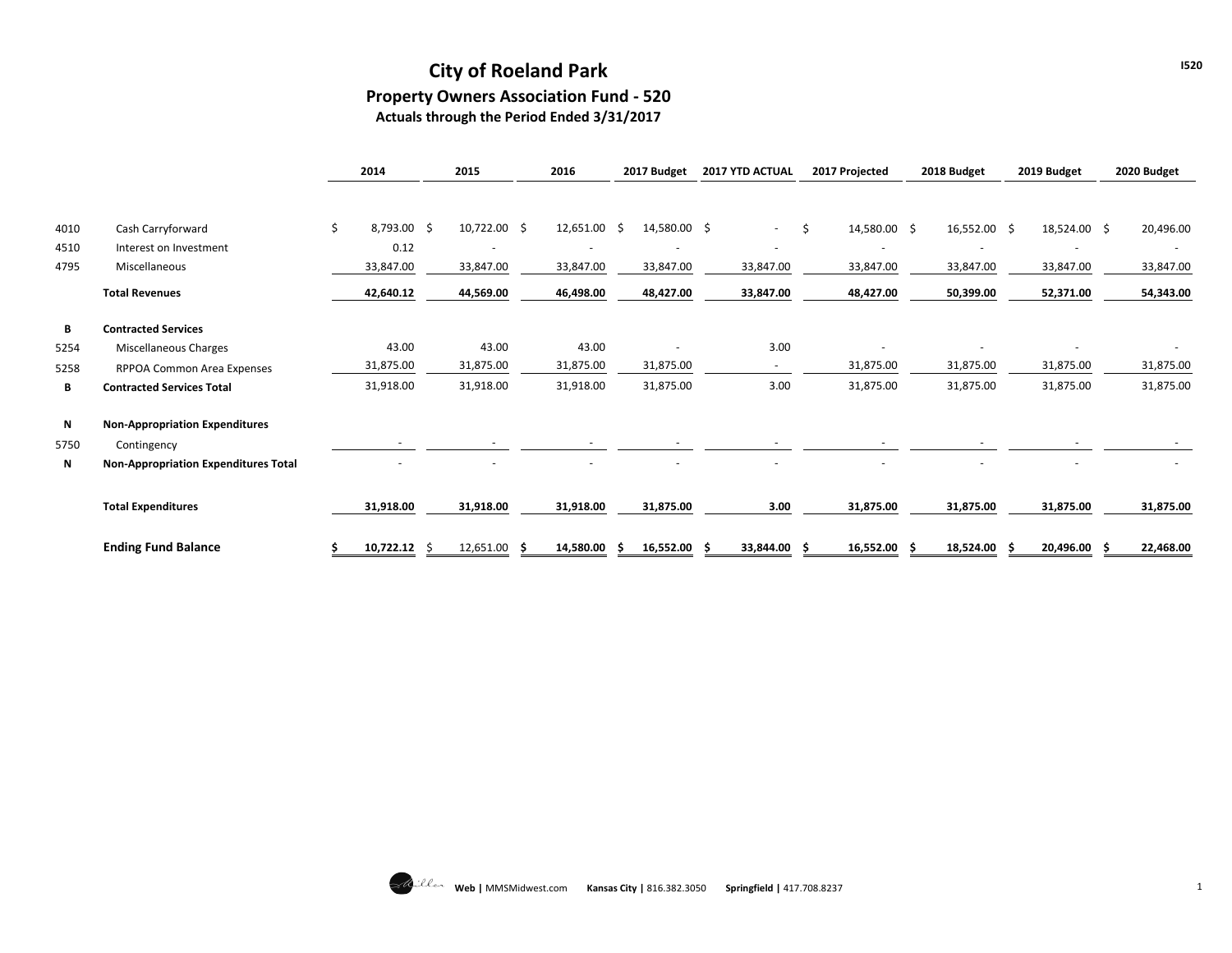# City of Roeland Park

## Property Owners Association Fund - 520

### Actuals through the Period Ended 3/31/2017

| | | 2014 | 2015 | 2016 | 2017 Budget | 2017 YTD ACTUAL | 2017 Projected | 2018 Budget | 2019 Budget | 2020 Budget |
|---|---|---|---|---|---|---|---|---|---|---|
| 4010 | Cash Carryforward | $ 8,793.00 | $ 10,722.00 | $ 12,651.00 | $ 14,580.00 | $ - | $ 14,580.00 | $ 16,552.00 | $ 18,524.00 | $ 20,496.00 |
| 4510 | Interest on Investment | 0.12 | - | - | - | - | - | - | - | - |
| 4795 | Miscellaneous | 33,847.00 | 33,847.00 | 33,847.00 | 33,847.00 | 33,847.00 | 33,847.00 | 33,847.00 | 33,847.00 | 33,847.00 |
| | **Total Revenues** | **42,640.12** | **44,569.00** | **46,498.00** | **48,427.00** | **33,847.00** | **48,427.00** | **50,399.00** | **52,371.00** | **54,343.00** |
| **B** | **Contracted Services** | | | | | | | | | |
| 5254 | Miscellaneous Charges | 43.00 | 43.00 | 43.00 | - | 3.00 | - | - | - | - |
| 5258 | RPPOA Common Area Expenses | 31,875.00 | 31,875.00 | 31,875.00 | 31,875.00 | - | 31,875.00 | 31,875.00 | 31,875.00 | 31,875.00 |
| **B** | **Contracted Services Total** | 31,918.00 | 31,918.00 | 31,918.00 | 31,875.00 | 3.00 | 31,875.00 | 31,875.00 | 31,875.00 | 31,875.00 |
| **N** | **Non-Appropriation Expenditures** | | | | | | | | | |
| 5750 | Contingency | - | - | - | - | - | - | - | - | - |
| **N** | **Non-Appropriation Expenditures Total** | - | - | - | - | - | - | - | - | - |
| | **Total Expenditures** | **31,918.00** | **31,918.00** | **31,918.00** | **31,875.00** | **3.00** | **31,875.00** | **31,875.00** | **31,875.00** | **31,875.00** |
| | **Ending Fund Balance** | **$ 10,722.12** | $ 12,651.00 | **$ 14,580.00** | **$ 16,552.00** | **$ 33,844.00** | **$ 16,552.00** | **$ 18,524.00** | **$ 20,496.00** | **$ 22,468.00** |

Web | MMSMidwest.com **Kansas City** | 816.382.3050 **Springfield** | 417.708.8237